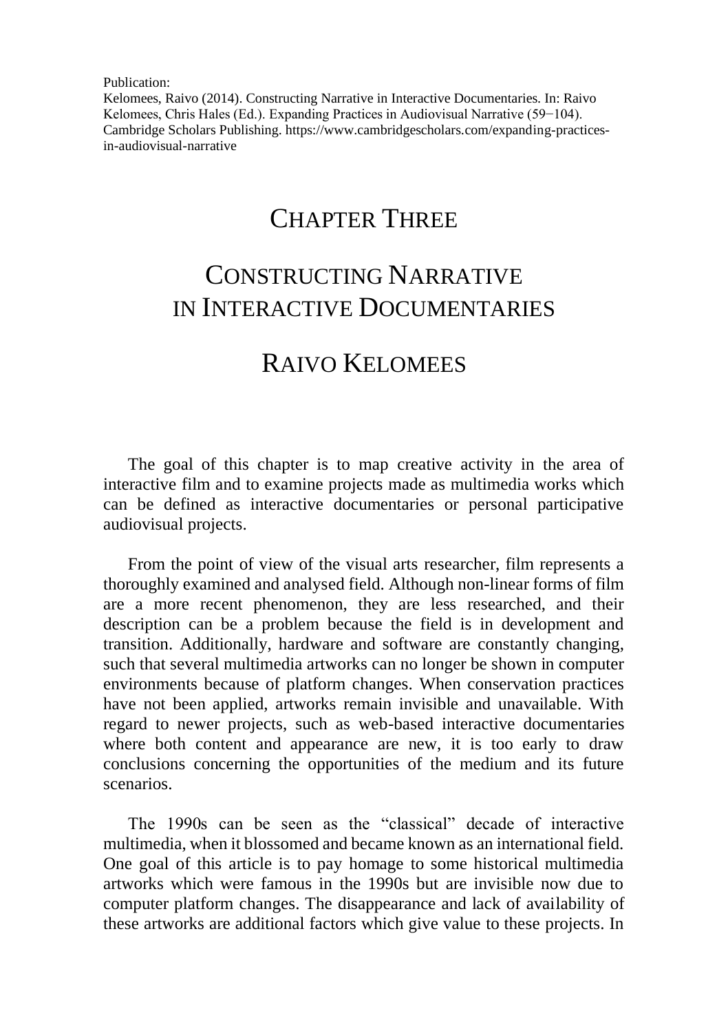Publication:
Kelomees, Raivo (2014). Constructing Narrative in Interactive Documentaries. In: Raivo Kelomees, Chris Hales (Ed.). Expanding Practices in Audiovisual Narrative (59−104). Cambridge Scholars Publishing. https://www.cambridgescholars.com/expanding-practices-in-audiovisual-narrative

# CHAPTER THREE

# CONSTRUCTING NARRATIVE IN INTERACTIVE DOCUMENTARIES

## RAIVO KELOMEES

The goal of this chapter is to map creative activity in the area of interactive film and to examine projects made as multimedia works which can be defined as interactive documentaries or personal participative audiovisual projects.

From the point of view of the visual arts researcher, film represents a thoroughly examined and analysed field. Although non-linear forms of film are a more recent phenomenon, they are less researched, and their description can be a problem because the field is in development and transition. Additionally, hardware and software are constantly changing, such that several multimedia artworks can no longer be shown in computer environments because of platform changes. When conservation practices have not been applied, artworks remain invisible and unavailable. With regard to newer projects, such as web-based interactive documentaries where both content and appearance are new, it is too early to draw conclusions concerning the opportunities of the medium and its future scenarios.

The 1990s can be seen as the "classical" decade of interactive multimedia, when it blossomed and became known as an international field. One goal of this article is to pay homage to some historical multimedia artworks which were famous in the 1990s but are invisible now due to computer platform changes. The disappearance and lack of availability of these artworks are additional factors which give value to these projects. In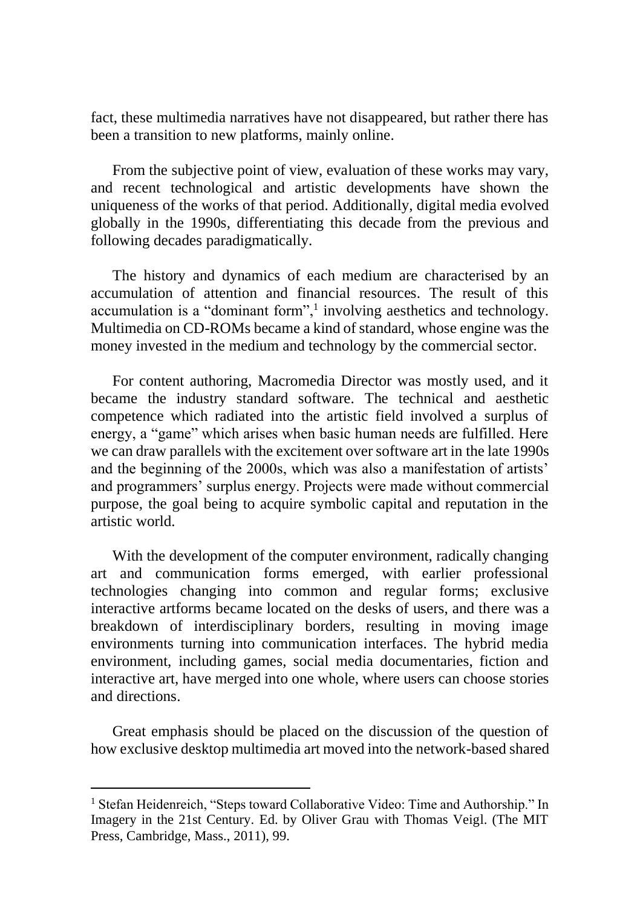fact, these multimedia narratives have not disappeared, but rather there has been a transition to new platforms, mainly online.

From the subjective point of view, evaluation of these works may vary, and recent technological and artistic developments have shown the uniqueness of the works of that period. Additionally, digital media evolved globally in the 1990s, differentiating this decade from the previous and following decades paradigmatically.

The history and dynamics of each medium are characterised by an accumulation of attention and financial resources. The result of this accumulation is a "dominant form",[1] involving aesthetics and technology. Multimedia on CD-ROMs became a kind of standard, whose engine was the money invested in the medium and technology by the commercial sector.

For content authoring, Macromedia Director was mostly used, and it became the industry standard software. The technical and aesthetic competence which radiated into the artistic field involved a surplus of energy, a "game" which arises when basic human needs are fulfilled. Here we can draw parallels with the excitement over software art in the late 1990s and the beginning of the 2000s, which was also a manifestation of artists' and programmers' surplus energy. Projects were made without commercial purpose, the goal being to acquire symbolic capital and reputation in the artistic world.

With the development of the computer environment, radically changing art and communication forms emerged, with earlier professional technologies changing into common and regular forms; exclusive interactive artforms became located on the desks of users, and there was a breakdown of interdisciplinary borders, resulting in moving image environments turning into communication interfaces. The hybrid media environment, including games, social media documentaries, fiction and interactive art, have merged into one whole, where users can choose stories and directions.

Great emphasis should be placed on the discussion of the question of how exclusive desktop multimedia art moved into the network-based shared

---

[1] Stefan Heidenreich, "Steps toward Collaborative Video: Time and Authorship." In Imagery in the 21st Century. Ed. by Oliver Grau with Thomas Veigl. (The MIT Press, Cambridge, Mass., 2011), 99.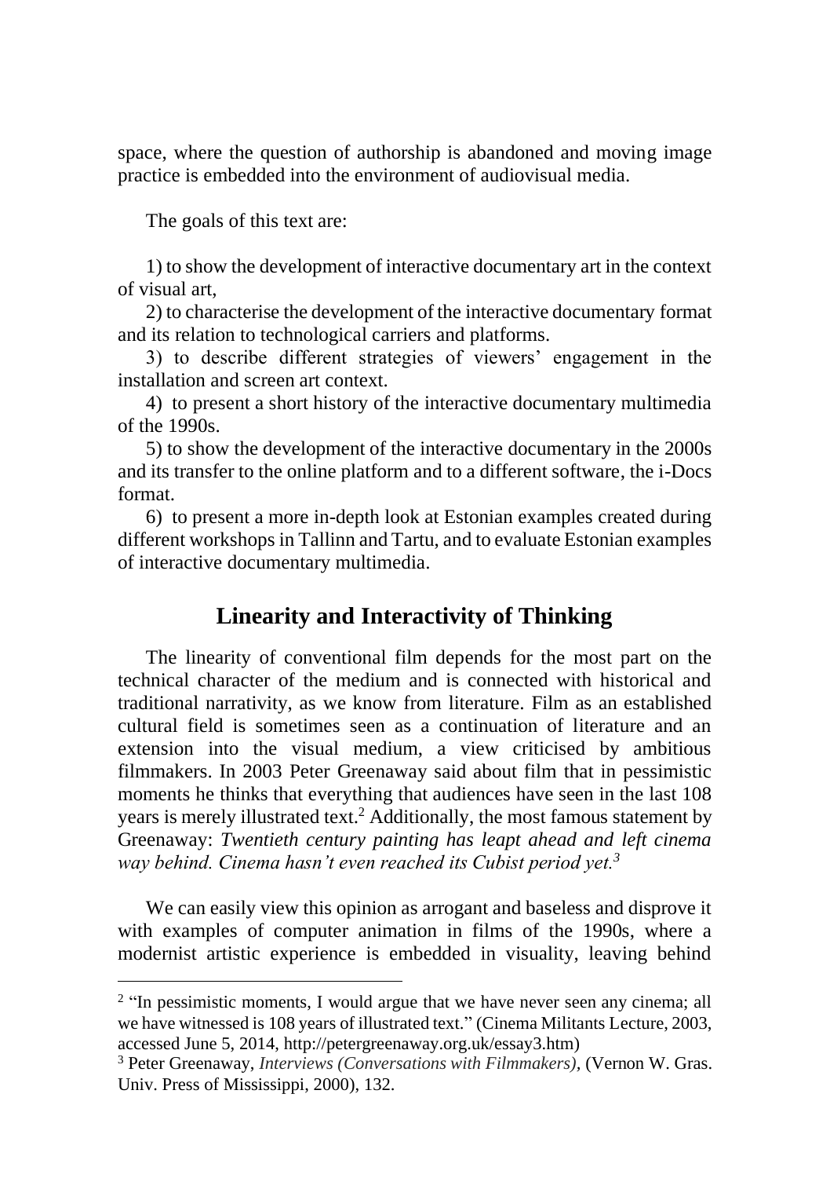space, where the question of authorship is abandoned and moving image practice is embedded into the environment of audiovisual media.

The goals of this text are:

1) to show the development of interactive documentary art in the context of visual art,

2) to characterise the development of the interactive documentary format and its relation to technological carriers and platforms.

3) to describe different strategies of viewers' engagement in the installation and screen art context.

4) to present a short history of the interactive documentary multimedia of the 1990s.

5) to show the development of the interactive documentary in the 2000s and its transfer to the online platform and to a different software, the i-Docs format.

6) to present a more in-depth look at Estonian examples created during different workshops in Tallinn and Tartu, and to evaluate Estonian examples of interactive documentary multimedia.

## Linearity and Interactivity of Thinking

The linearity of conventional film depends for the most part on the technical character of the medium and is connected with historical and traditional narrativity, as we know from literature. Film as an established cultural field is sometimes seen as a continuation of literature and an extension into the visual medium, a view criticised by ambitious filmmakers. In 2003 Peter Greenaway said about film that in pessimistic moments he thinks that everything that audiences have seen in the last 108 years is merely illustrated text.[2] Additionally, the most famous statement by Greenaway: *Twentieth century painting has leapt ahead and left cinema way behind. Cinema hasn't even reached its Cubist period yet.*[3]

We can easily view this opinion as arrogant and baseless and disprove it with examples of computer animation in films of the 1990s, where a modernist artistic experience is embedded in visuality, leaving behind

---

[2] "In pessimistic moments, I would argue that we have never seen any cinema; all we have witnessed is 108 years of illustrated text." (Cinema Militants Lecture, 2003, accessed June 5, 2014, http://petergreenaway.org.uk/essay3.htm)

[3] Peter Greenaway, *Interviews (Conversations with Filmmakers)*, (Vernon W. Gras. Univ. Press of Mississippi, 2000), 132.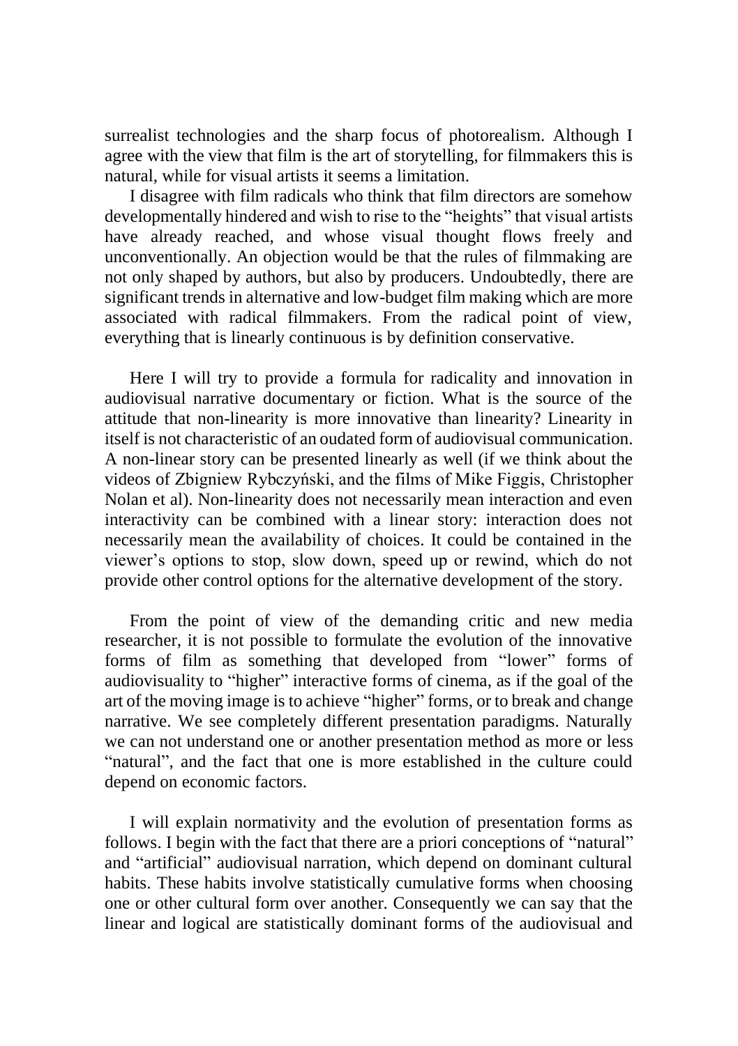surrealist technologies and the sharp focus of photorealism. Although I agree with the view that film is the art of storytelling, for filmmakers this is natural, while for visual artists it seems a limitation.

I disagree with film radicals who think that film directors are somehow developmentally hindered and wish to rise to the "heights" that visual artists have already reached, and whose visual thought flows freely and unconventionally. An objection would be that the rules of filmmaking are not only shaped by authors, but also by producers. Undoubtedly, there are significant trends in alternative and low-budget film making which are more associated with radical filmmakers. From the radical point of view, everything that is linearly continuous is by definition conservative.

Here I will try to provide a formula for radicality and innovation in audiovisual narrative documentary or fiction. What is the source of the attitude that non-linearity is more innovative than linearity? Linearity in itself is not characteristic of an oudated form of audiovisual communication. A non-linear story can be presented linearly as well (if we think about the videos of Zbigniew Rybczyński, and the films of Mike Figgis, Christopher Nolan et al). Non-linearity does not necessarily mean interaction and even interactivity can be combined with a linear story: interaction does not necessarily mean the availability of choices. It could be contained in the viewer's options to stop, slow down, speed up or rewind, which do not provide other control options for the alternative development of the story.

From the point of view of the demanding critic and new media researcher, it is not possible to formulate the evolution of the innovative forms of film as something that developed from "lower" forms of audiovisuality to "higher" interactive forms of cinema, as if the goal of the art of the moving image is to achieve "higher" forms, or to break and change narrative. We see completely different presentation paradigms. Naturally we can not understand one or another presentation method as more or less "natural", and the fact that one is more established in the culture could depend on economic factors.

I will explain normativity and the evolution of presentation forms as follows. I begin with the fact that there are a priori conceptions of "natural" and "artificial" audiovisual narration, which depend on dominant cultural habits. These habits involve statistically cumulative forms when choosing one or other cultural form over another. Consequently we can say that the linear and logical are statistically dominant forms of the audiovisual and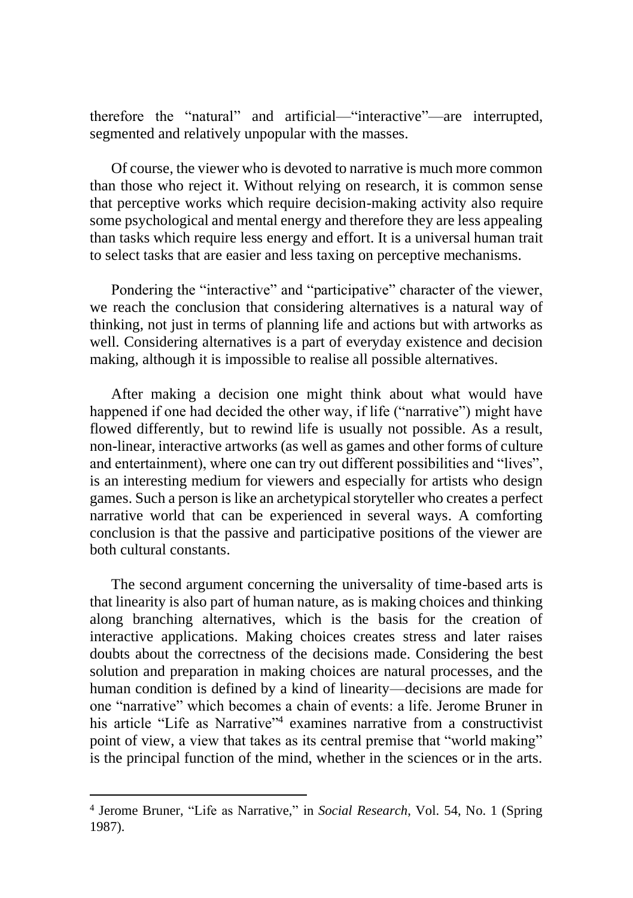therefore the "natural" and artificial—"interactive"—are interrupted, segmented and relatively unpopular with the masses.

Of course, the viewer who is devoted to narrative is much more common than those who reject it. Without relying on research, it is common sense that perceptive works which require decision-making activity also require some psychological and mental energy and therefore they are less appealing than tasks which require less energy and effort. It is a universal human trait to select tasks that are easier and less taxing on perceptive mechanisms.

Pondering the "interactive" and "participative" character of the viewer, we reach the conclusion that considering alternatives is a natural way of thinking, not just in terms of planning life and actions but with artworks as well. Considering alternatives is a part of everyday existence and decision making, although it is impossible to realise all possible alternatives.

After making a decision one might think about what would have happened if one had decided the other way, if life ("narrative") might have flowed differently, but to rewind life is usually not possible. As a result, non-linear, interactive artworks (as well as games and other forms of culture and entertainment), where one can try out different possibilities and "lives", is an interesting medium for viewers and especially for artists who design games. Such a person is like an archetypical storyteller who creates a perfect narrative world that can be experienced in several ways. A comforting conclusion is that the passive and participative positions of the viewer are both cultural constants.

The second argument concerning the universality of time-based arts is that linearity is also part of human nature, as is making choices and thinking along branching alternatives, which is the basis for the creation of interactive applications. Making choices creates stress and later raises doubts about the correctness of the decisions made. Considering the best solution and preparation in making choices are natural processes, and the human condition is defined by a kind of linearity—decisions are made for one "narrative" which becomes a chain of events: a life. Jerome Bruner in his article "Life as Narrative"[4] examines narrative from a constructivist point of view, a view that takes as its central premise that "world making" is the principal function of the mind, whether in the sciences or in the arts.

[4] Jerome Bruner, "Life as Narrative," in *Social Research*, Vol. 54, No. 1 (Spring 1987).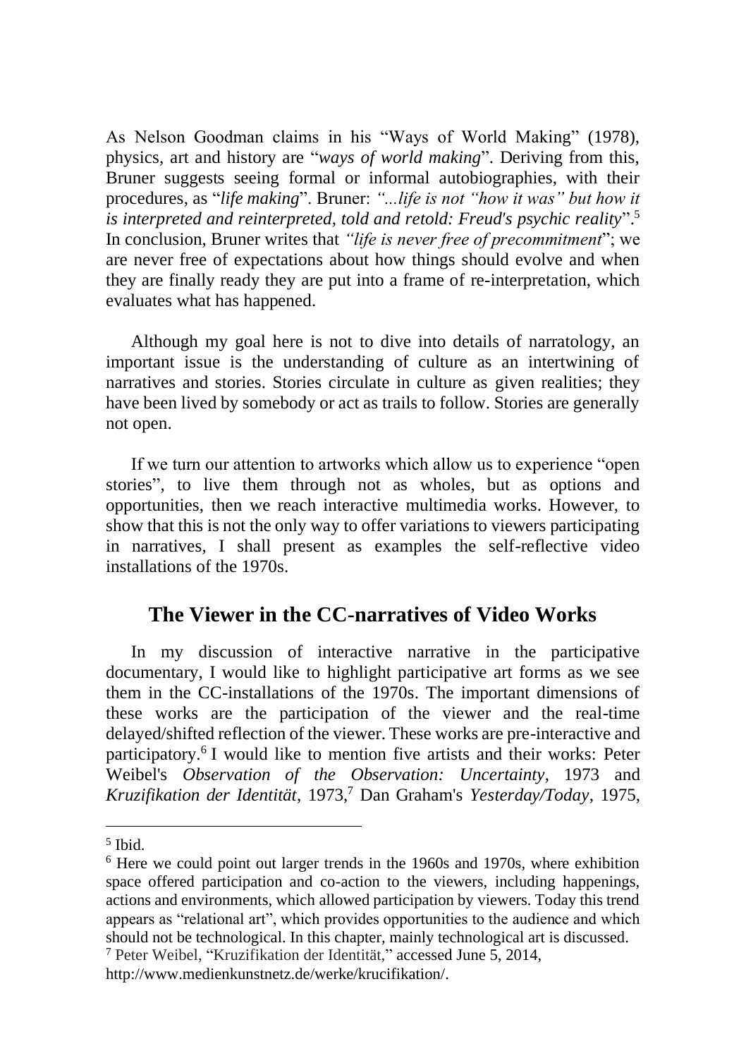As Nelson Goodman claims in his “Ways of World Making” (1978), physics, art and history are “*ways of world making*”. Deriving from this, Bruner suggests seeing formal or informal autobiographies, with their procedures, as “*life making*”. Bruner: *“...life is not “how it was” but how it is interpreted and reinterpreted, told and retold: Freud's psychic reality*”.[5] In conclusion, Bruner writes that *“life is never free of precommitment*”; we are never free of expectations about how things should evolve and when they are finally ready they are put into a frame of re-interpretation, which evaluates what has happened.

Although my goal here is not to dive into details of narratology, an important issue is the understanding of culture as an intertwining of narratives and stories. Stories circulate in culture as given realities; they have been lived by somebody or act as trails to follow. Stories are generally not open.

If we turn our attention to artworks which allow us to experience “open stories”, to live them through not as wholes, but as options and opportunities, then we reach interactive multimedia works. However, to show that this is not the only way to offer variations to viewers participating in narratives, I shall present as examples the self-reflective video installations of the 1970s.

## The Viewer in the CC-narratives of Video Works

In my discussion of interactive narrative in the participative documentary, I would like to highlight participative art forms as we see them in the CC-installations of the 1970s. The important dimensions of these works are the participation of the viewer and the real-time delayed/shifted reflection of the viewer. These works are pre-interactive and participatory.[6] I would like to mention five artists and their works: Peter Weibel's *Observation of the Observation: Uncertainty*, 1973 and *Kruzifikation der Identität*, 1973,[7] Dan Graham's *Yesterday/Today*, 1975,

---

[5] Ibid.

[6] Here we could point out larger trends in the 1960s and 1970s, where exhibition space offered participation and co-action to the viewers, including happenings, actions and environments, which allowed participation by viewers. Today this trend appears as “relational art”, which provides opportunities to the audience and which should not be technological. In this chapter, mainly technological art is discussed.

[7] Peter Weibel, “Kruzifikation der Identität,” accessed June 5, 2014, http://www.medienkunstnetz.de/werke/krucifikation/.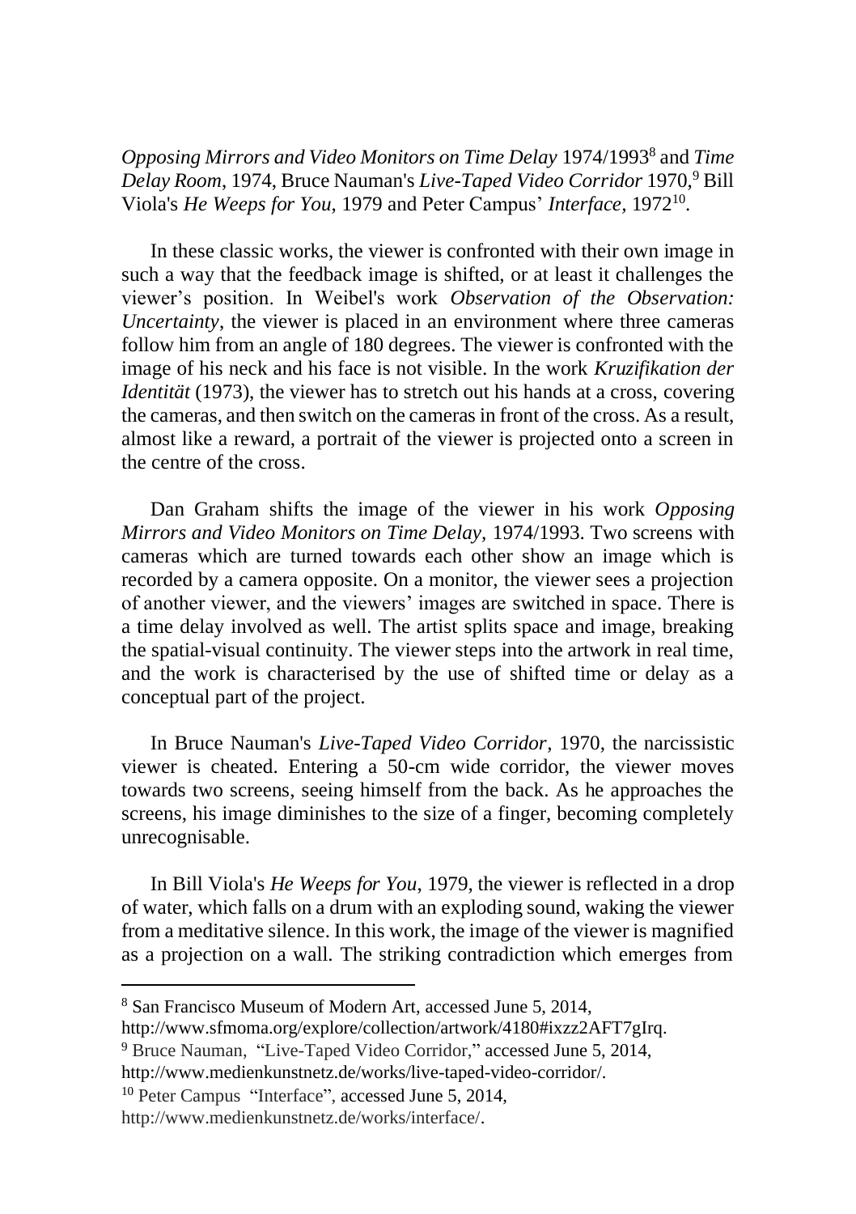*Opposing Mirrors and Video Monitors on Time Delay* 1974/1993[8] and *Time Delay Room*, 1974, Bruce Nauman's *Live-Taped Video Corridor* 1970,[9] Bill Viola's *He Weeps for You*, 1979 and Peter Campus' *Interface*, 1972[10].

In these classic works, the viewer is confronted with their own image in such a way that the feedback image is shifted, or at least it challenges the viewer's position. In Weibel's work *Observation of the Observation: Uncertainty*, the viewer is placed in an environment where three cameras follow him from an angle of 180 degrees. The viewer is confronted with the image of his neck and his face is not visible. In the work *Kruzifikation der Identität* (1973), the viewer has to stretch out his hands at a cross, covering the cameras, and then switch on the cameras in front of the cross. As a result, almost like a reward, a portrait of the viewer is projected onto a screen in the centre of the cross.

Dan Graham shifts the image of the viewer in his work *Opposing Mirrors and Video Monitors on Time Delay*, 1974/1993. Two screens with cameras which are turned towards each other show an image which is recorded by a camera opposite. On a monitor, the viewer sees a projection of another viewer, and the viewers' images are switched in space. There is a time delay involved as well. The artist splits space and image, breaking the spatial-visual continuity. The viewer steps into the artwork in real time, and the work is characterised by the use of shifted time or delay as a conceptual part of the project.

In Bruce Nauman's *Live-Taped Video Corridor*, 1970, the narcissistic viewer is cheated. Entering a 50-cm wide corridor, the viewer moves towards two screens, seeing himself from the back. As he approaches the screens, his image diminishes to the size of a finger, becoming completely unrecognisable.

In Bill Viola's *He Weeps for You*, 1979, the viewer is reflected in a drop of water, which falls on a drum with an exploding sound, waking the viewer from a meditative silence. In this work, the image of the viewer is magnified as a projection on a wall. The striking contradiction which emerges from

---

[8] San Francisco Museum of Modern Art, accessed June 5, 2014, http://www.sfmoma.org/explore/collection/artwork/4180#ixzz2AFT7gIrq.

[9] Bruce Nauman, "Live-Taped Video Corridor," accessed June 5, 2014, http://www.medienkunstnetz.de/works/live-taped-video-corridor/.

[10] Peter Campus "Interface", accessed June 5, 2014, http://www.medienkunstnetz.de/works/interface/.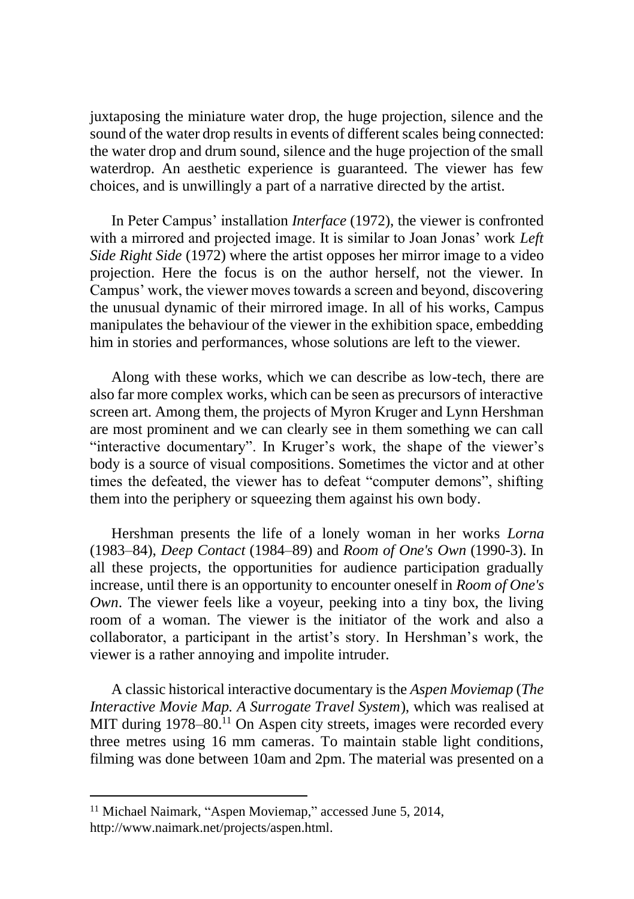juxtaposing the miniature water drop, the huge projection, silence and the sound of the water drop results in events of different scales being connected: the water drop and drum sound, silence and the huge projection of the small waterdrop. An aesthetic experience is guaranteed. The viewer has few choices, and is unwillingly a part of a narrative directed by the artist.

In Peter Campus' installation *Interface* (1972), the viewer is confronted with a mirrored and projected image. It is similar to Joan Jonas' work *Left Side Right Side* (1972) where the artist opposes her mirror image to a video projection. Here the focus is on the author herself, not the viewer. In Campus' work, the viewer moves towards a screen and beyond, discovering the unusual dynamic of their mirrored image. In all of his works, Campus manipulates the behaviour of the viewer in the exhibition space, embedding him in stories and performances, whose solutions are left to the viewer.

Along with these works, which we can describe as low-tech, there are also far more complex works, which can be seen as precursors of interactive screen art. Among them, the projects of Myron Kruger and Lynn Hershman are most prominent and we can clearly see in them something we can call "interactive documentary". In Kruger's work, the shape of the viewer's body is a source of visual compositions. Sometimes the victor and at other times the defeated, the viewer has to defeat "computer demons", shifting them into the periphery or squeezing them against his own body.

Hershman presents the life of a lonely woman in her works *Lorna* (1983–84), *Deep Contact* (1984–89) and *Room of One's Own* (1990-3). In all these projects, the opportunities for audience participation gradually increase, until there is an opportunity to encounter oneself in *Room of One's Own*. The viewer feels like a voyeur, peeking into a tiny box, the living room of a woman. The viewer is the initiator of the work and also a collaborator, a participant in the artist's story. In Hershman's work, the viewer is a rather annoying and impolite intruder.

A classic historical interactive documentary is the *Aspen Moviemap* (*The Interactive Movie Map. A Surrogate Travel System*), which was realised at MIT during 1978–80.[11] On Aspen city streets, images were recorded every three metres using 16 mm cameras. To maintain stable light conditions, filming was done between 10am and 2pm. The material was presented on a

[11] Michael Naimark, "Aspen Moviemap," accessed June 5, 2014, http://www.naimark.net/projects/aspen.html.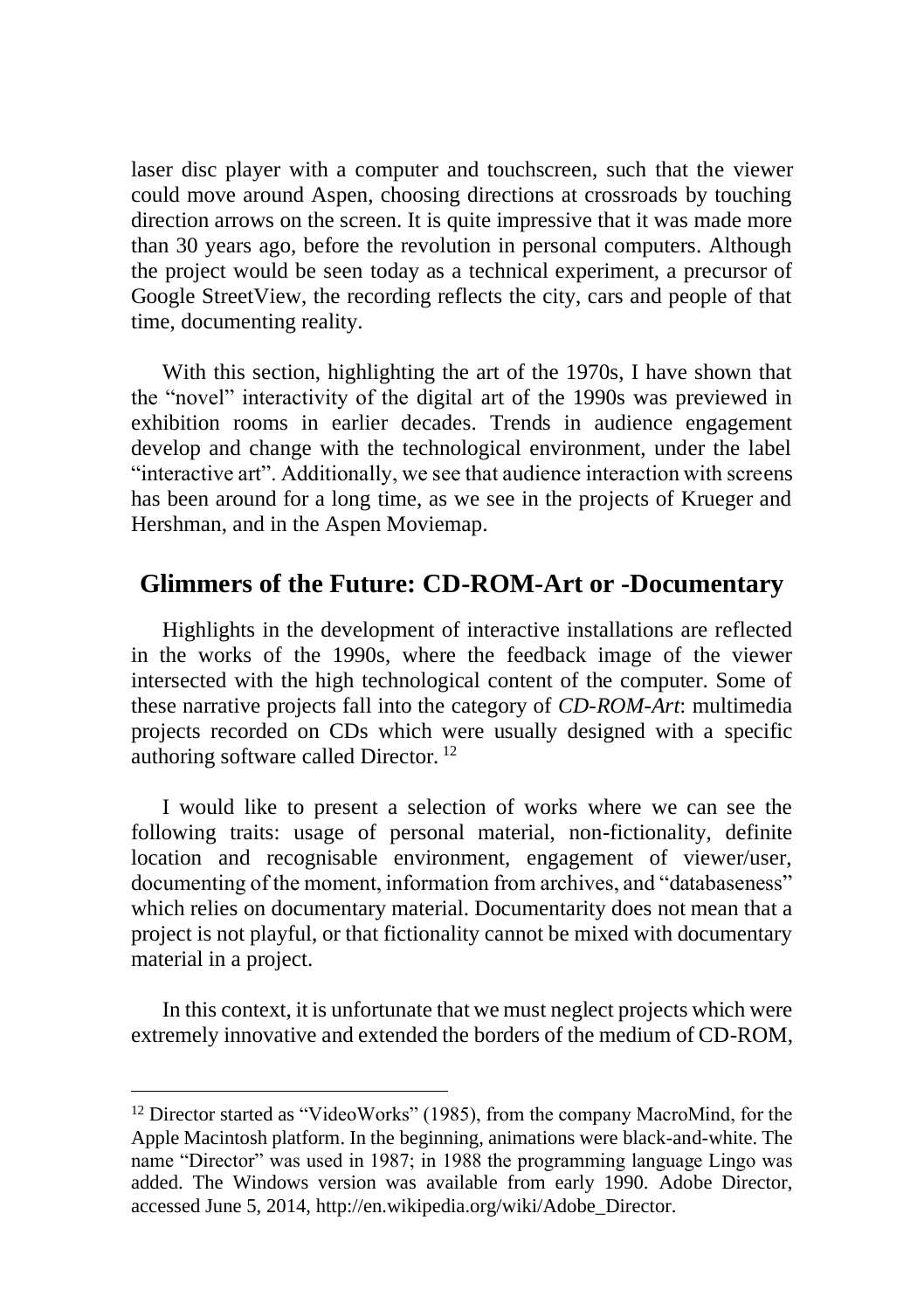laser disc player with a computer and touchscreen, such that the viewer could move around Aspen, choosing directions at crossroads by touching direction arrows on the screen. It is quite impressive that it was made more than 30 years ago, before the revolution in personal computers. Although the project would be seen today as a technical experiment, a precursor of Google StreetView, the recording reflects the city, cars and people of that time, documenting reality.

With this section, highlighting the art of the 1970s, I have shown that the "novel" interactivity of the digital art of the 1990s was previewed in exhibition rooms in earlier decades. Trends in audience engagement develop and change with the technological environment, under the label "interactive art". Additionally, we see that audience interaction with screens has been around for a long time, as we see in the projects of Krueger and Hershman, and in the Aspen Moviemap.

## Glimmers of the Future: CD-ROM-Art or -Documentary

Highlights in the development of interactive installations are reflected in the works of the 1990s, where the feedback image of the viewer intersected with the high technological content of the computer. Some of these narrative projects fall into the category of *CD-ROM-Art*: multimedia projects recorded on CDs which were usually designed with a specific authoring software called Director. [12]

I would like to present a selection of works where we can see the following traits: usage of personal material, non-fictionality, definite location and recognisable environment, engagement of viewer/user, documenting of the moment, information from archives, and "databaseness" which relies on documentary material. Documentarity does not mean that a project is not playful, or that fictionality cannot be mixed with documentary material in a project.

In this context, it is unfortunate that we must neglect projects which were extremely innovative and extended the borders of the medium of CD-ROM,

[12] Director started as "VideoWorks" (1985), from the company MacroMind, for the Apple Macintosh platform. In the beginning, animations were black-and-white. The name "Director" was used in 1987; in 1988 the programming language Lingo was added. The Windows version was available from early 1990. Adobe Director, accessed June 5, 2014, http://en.wikipedia.org/wiki/Adobe_Director.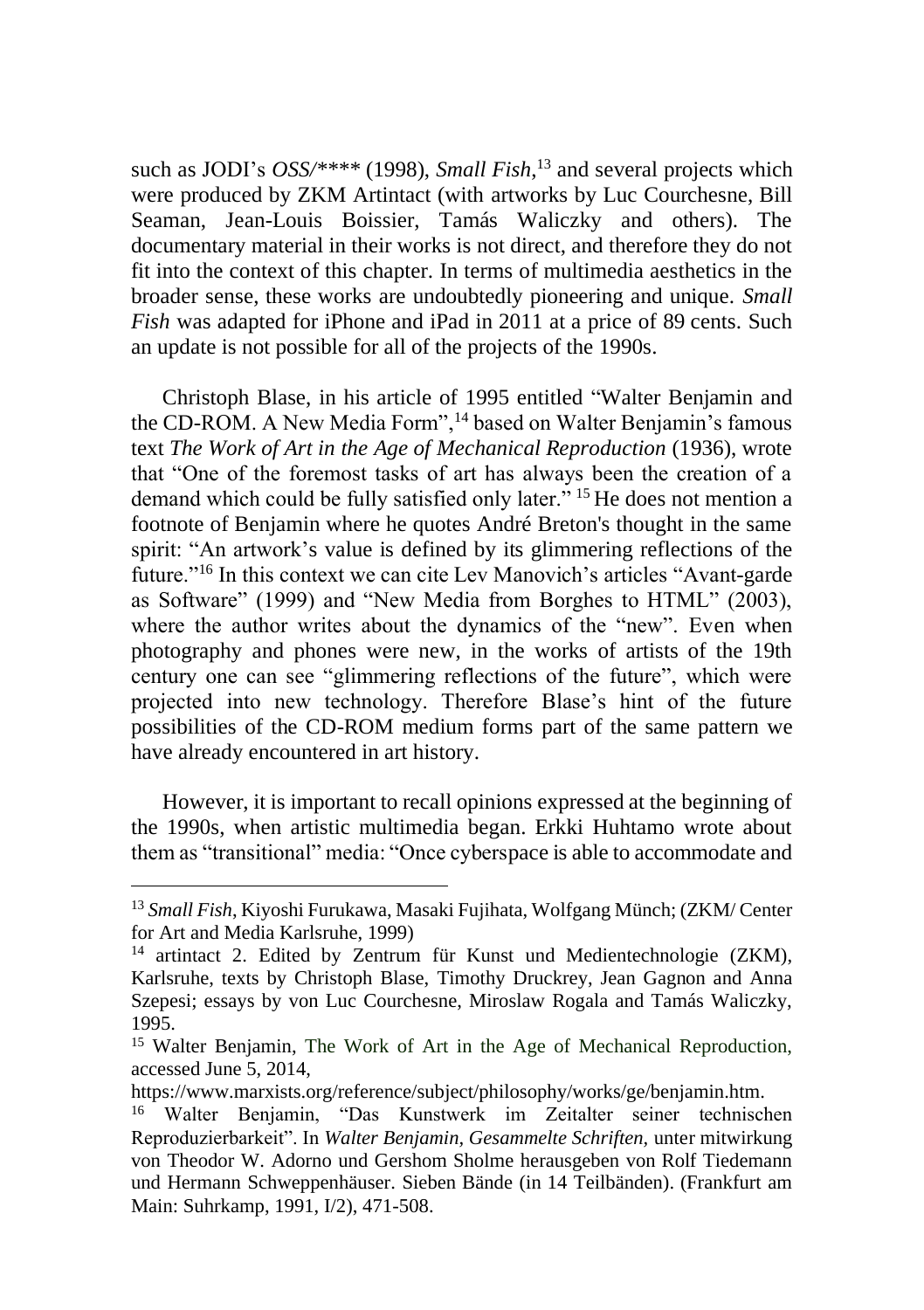such as JODI's *OSS/*\**** (1998), *Small Fish*,[13] and several projects which were produced by ZKM Artintact (with artworks by Luc Courchesne, Bill Seaman, Jean-Louis Boissier, Tamás Waliczky and others). The documentary material in their works is not direct, and therefore they do not fit into the context of this chapter. In terms of multimedia aesthetics in the broader sense, these works are undoubtedly pioneering and unique. *Small Fish* was adapted for iPhone and iPad in 2011 at a price of 89 cents. Such an update is not possible for all of the projects of the 1990s.

Christoph Blase, in his article of 1995 entitled "Walter Benjamin and the CD-ROM. A New Media Form",[14] based on Walter Benjamin's famous text *The Work of Art in the Age of Mechanical Reproduction* (1936), wrote that "One of the foremost tasks of art has always been the creation of a demand which could be fully satisfied only later." [15] He does not mention a footnote of Benjamin where he quotes André Breton's thought in the same spirit: "An artwork's value is defined by its glimmering reflections of the future."[16] In this context we can cite Lev Manovich's articles "Avant-garde as Software" (1999) and "New Media from Borghes to HTML" (2003), where the author writes about the dynamics of the "new". Even when photography and phones were new, in the works of artists of the 19th century one can see "glimmering reflections of the future", which were projected into new technology. Therefore Blase's hint of the future possibilities of the CD-ROM medium forms part of the same pattern we have already encountered in art history.

However, it is important to recall opinions expressed at the beginning of the 1990s, when artistic multimedia began. Erkki Huhtamo wrote about them as "transitional" media: "Once cyberspace is able to accommodate and

---

[13] *Small Fish*, Kiyoshi Furukawa, Masaki Fujihata, Wolfgang Münch; (ZKM/ Center for Art and Media Karlsruhe, 1999)

[14] artintact 2. Edited by Zentrum für Kunst und Medientechnologie (ZKM), Karlsruhe, texts by Christoph Blase, Timothy Druckrey, Jean Gagnon and Anna Szepesi; essays by von Luc Courchesne, Miroslaw Rogala and Tamás Waliczky, 1995.

[15] Walter Benjamin, The Work of Art in the Age of Mechanical Reproduction, accessed June 5, 2014, https://www.marxists.org/reference/subject/philosophy/works/ge/benjamin.htm.

[16] Walter Benjamin, "Das Kunstwerk im Zeitalter seiner technischen Reproduzierbarkeit". In *Walter Benjamin, Gesammelte Schriften*, unter mitwirkung von Theodor W. Adorno und Gershom Sholme herausgeben von Rolf Tiedemann und Hermann Schweppenhäuser. Sieben Bände (in 14 Teilbänden). (Frankfurt am Main: Suhrkamp, 1991, I/2), 471-508.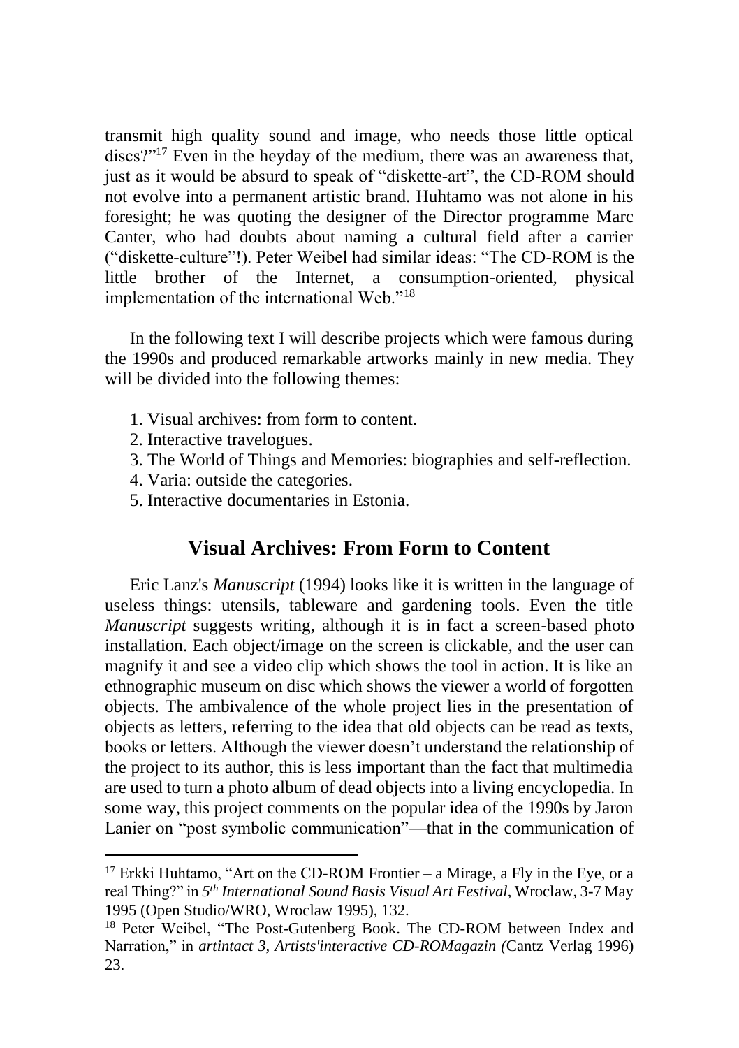transmit high quality sound and image, who needs those little optical discs?"[17] Even in the heyday of the medium, there was an awareness that, just as it would be absurd to speak of "diskette-art", the CD-ROM should not evolve into a permanent artistic brand. Huhtamo was not alone in his foresight; he was quoting the designer of the Director programme Marc Canter, who had doubts about naming a cultural field after a carrier ("diskette-culture"!). Peter Weibel had similar ideas: "The CD-ROM is the little brother of the Internet, a consumption-oriented, physical implementation of the international Web."[18]

In the following text I will describe projects which were famous during the 1990s and produced remarkable artworks mainly in new media. They will be divided into the following themes:

1. Visual archives: from form to content.
2. Interactive travelogues.
3. The World of Things and Memories: biographies and self-reflection.
4. Varia: outside the categories.
5. Interactive documentaries in Estonia.

## Visual Archives: From Form to Content

Eric Lanz's *Manuscript* (1994) looks like it is written in the language of useless things: utensils, tableware and gardening tools. Even the title *Manuscript* suggests writing, although it is in fact a screen-based photo installation. Each object/image on the screen is clickable, and the user can magnify it and see a video clip which shows the tool in action. It is like an ethnographic museum on disc which shows the viewer a world of forgotten objects. The ambivalence of the whole project lies in the presentation of objects as letters, referring to the idea that old objects can be read as texts, books or letters. Although the viewer doesn't understand the relationship of the project to its author, this is less important than the fact that multimedia are used to turn a photo album of dead objects into a living encyclopedia. In some way, this project comments on the popular idea of the 1990s by Jaron Lanier on "post symbolic communication"—that in the communication of

---

[17] Erkki Huhtamo, "Art on the CD-ROM Frontier – a Mirage, a Fly in the Eye, or a real Thing?" in *5th International Sound Basis Visual Art Festival*, Wroclaw, 3-7 May 1995 (Open Studio/WRO, Wroclaw 1995), 132.

[18] Peter Weibel, "The Post-Gutenberg Book. The CD-ROM between Index and Narration," in *artintact 3, Artists'interactive CD-ROMagazin (*Cantz Verlag 1996) 23.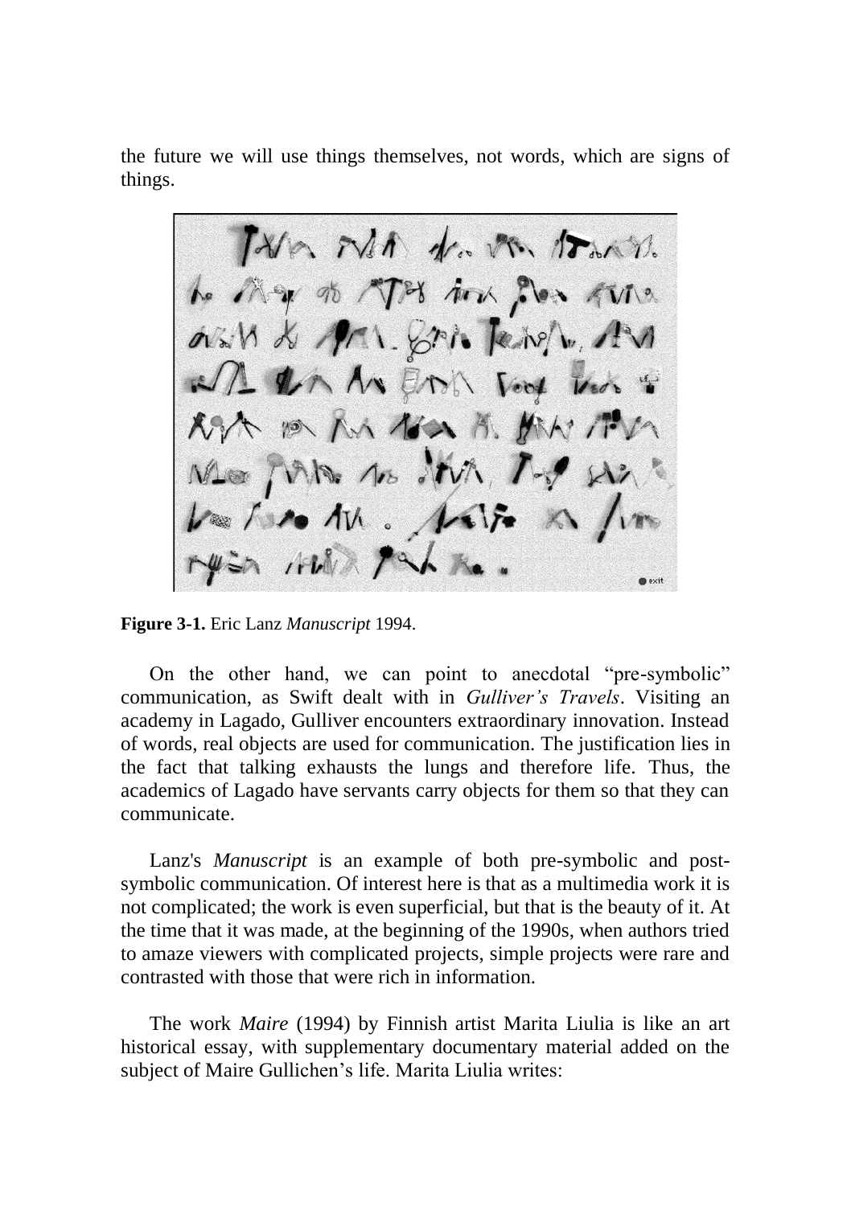the future we will use things themselves, not words, which are signs of things.

**Figure 3-1.** Eric Lanz *Manuscript* 1994.

On the other hand, we can point to anecdotal "pre-symbolic" communication, as Swift dealt with in *Gulliver's Travels*. Visiting an academy in Lagado, Gulliver encounters extraordinary innovation. Instead of words, real objects are used for communication. The justification lies in the fact that talking exhausts the lungs and therefore life. Thus, the academics of Lagado have servants carry objects for them so that they can communicate.

Lanz's *Manuscript* is an example of both pre-symbolic and post-symbolic communication. Of interest here is that as a multimedia work it is not complicated; the work is even superficial, but that is the beauty of it. At the time that it was made, at the beginning of the 1990s, when authors tried to amaze viewers with complicated projects, simple projects were rare and contrasted with those that were rich in information.

The work *Maire* (1994) by Finnish artist Marita Liulia is like an art historical essay, with supplementary documentary material added on the subject of Maire Gullichen's life. Marita Liulia writes: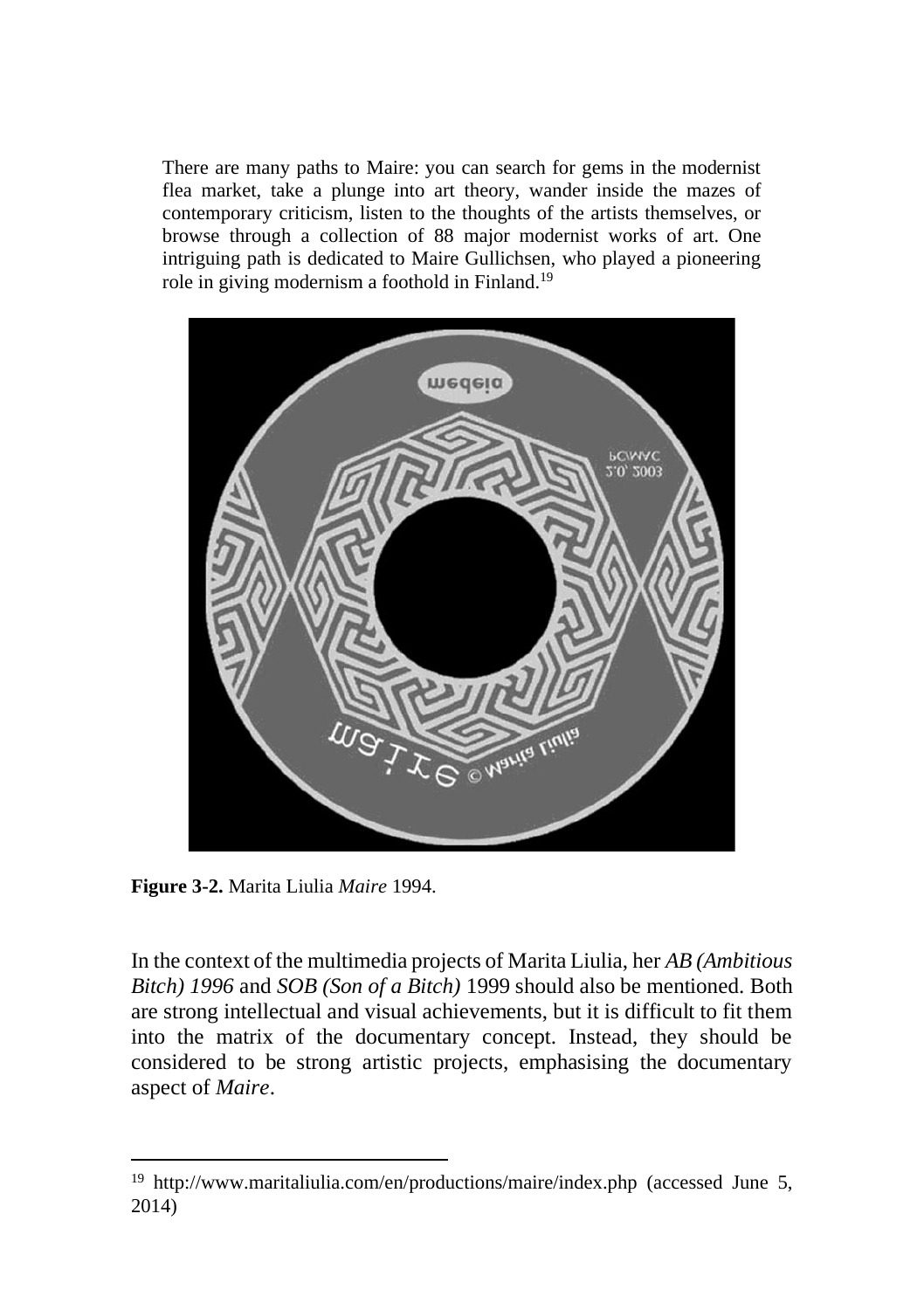There are many paths to Maire: you can search for gems in the modernist flea market, take a plunge into art theory, wander inside the mazes of contemporary criticism, listen to the thoughts of the artists themselves, or browse through a collection of 88 major modernist works of art. One intriguing path is dedicated to Maire Gullichsen, who played a pioneering role in giving modernism a foothold in Finland.[19]

**Figure 3-2.** Marita Liulia *Maire* 1994.

In the context of the multimedia projects of Marita Liulia, her *AB (Ambitious Bitch) 1996* and *SOB (Son of a Bitch)* 1999 should also be mentioned. Both are strong intellectual and visual achievements, but it is difficult to fit them into the matrix of the documentary concept. Instead, they should be considered to be strong artistic projects, emphasising the documentary aspect of *Maire*.

[19] http://www.maritaliulia.com/en/productions/maire/index.php (accessed June 5, 2014)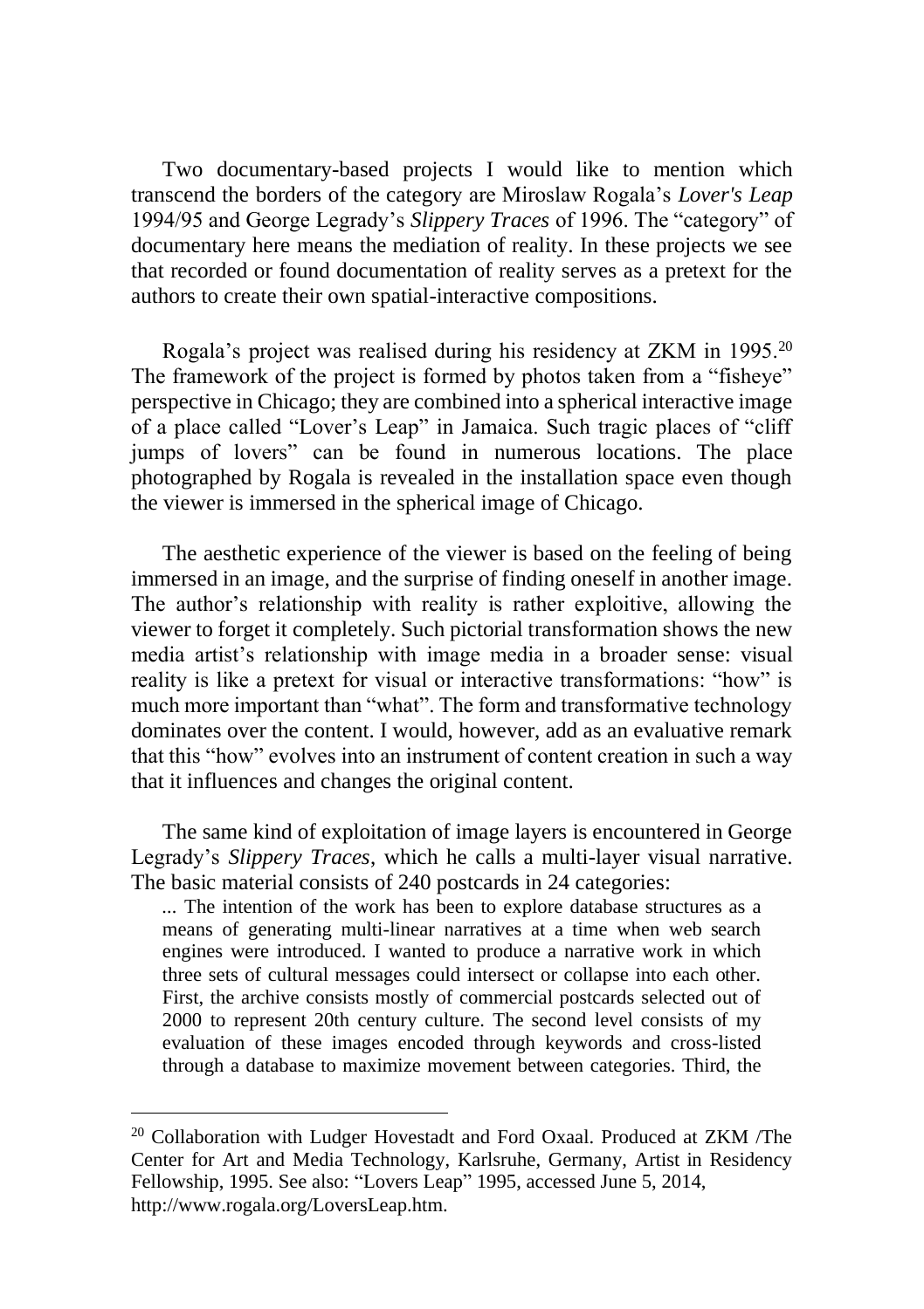Two documentary-based projects I would like to mention which transcend the borders of the category are Miroslaw Rogala's *Lover's Leap* 1994/95 and George Legrady's *Slippery Traces* of 1996. The "category" of documentary here means the mediation of reality. In these projects we see that recorded or found documentation of reality serves as a pretext for the authors to create their own spatial-interactive compositions.

Rogala's project was realised during his residency at ZKM in 1995.[20] The framework of the project is formed by photos taken from a "fisheye" perspective in Chicago; they are combined into a spherical interactive image of a place called "Lover's Leap" in Jamaica. Such tragic places of "cliff jumps of lovers" can be found in numerous locations. The place photographed by Rogala is revealed in the installation space even though the viewer is immersed in the spherical image of Chicago.

The aesthetic experience of the viewer is based on the feeling of being immersed in an image, and the surprise of finding oneself in another image. The author's relationship with reality is rather exploitive, allowing the viewer to forget it completely. Such pictorial transformation shows the new media artist's relationship with image media in a broader sense: visual reality is like a pretext for visual or interactive transformations: "how" is much more important than "what". The form and transformative technology dominates over the content. I would, however, add as an evaluative remark that this "how" evolves into an instrument of content creation in such a way that it influences and changes the original content.

The same kind of exploitation of image layers is encountered in George Legrady's *Slippery Traces*, which he calls a multi-layer visual narrative. The basic material consists of 240 postcards in 24 categories:

> ... The intention of the work has been to explore database structures as a means of generating multi-linear narratives at a time when web search engines were introduced. I wanted to produce a narrative work in which three sets of cultural messages could intersect or collapse into each other. First, the archive consists mostly of commercial postcards selected out of 2000 to represent 20th century culture. The second level consists of my evaluation of these images encoded through keywords and cross-listed through a database to maximize movement between categories. Third, the

---

[20] Collaboration with Ludger Hovestadt and Ford Oxaal. Produced at ZKM /The Center for Art and Media Technology, Karlsruhe, Germany, Artist in Residency Fellowship, 1995. See also: "Lovers Leap" 1995, accessed June 5, 2014, http://www.rogala.org/LoversLeap.htm.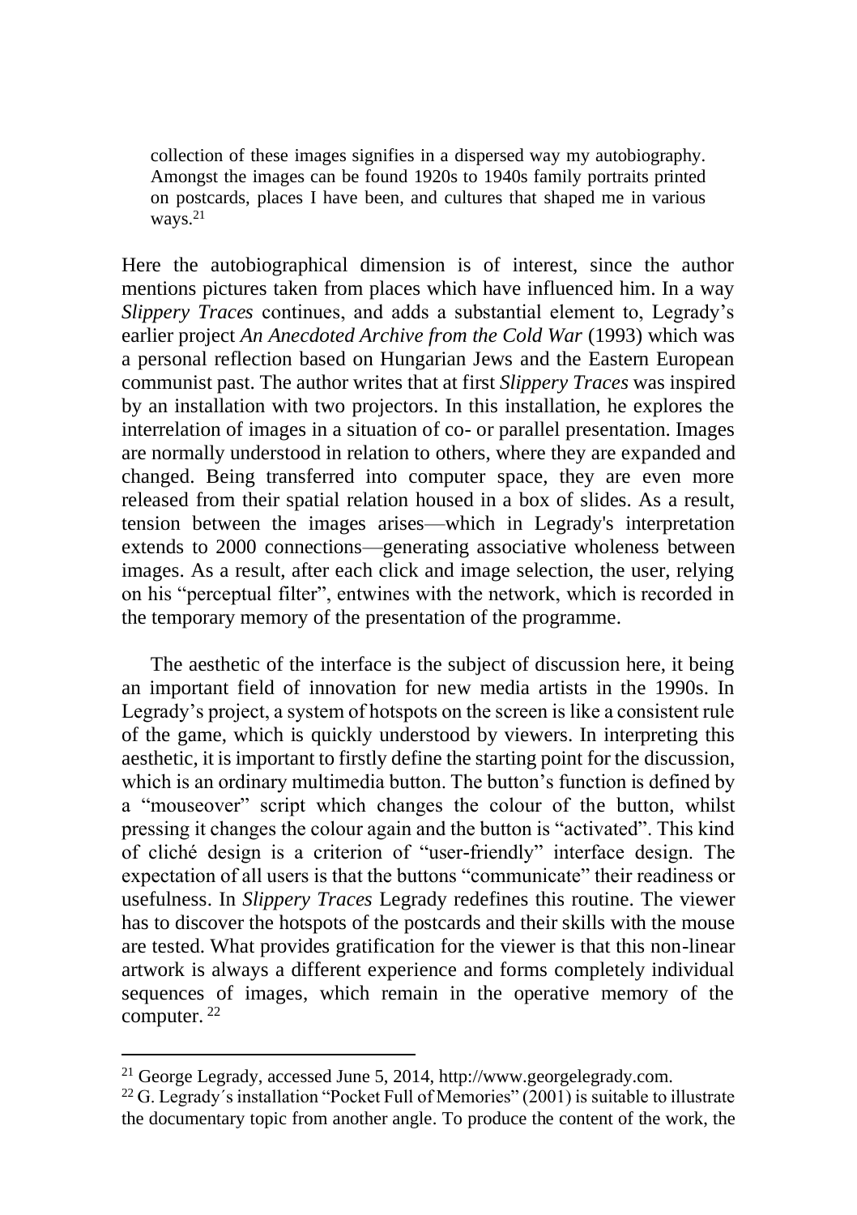> collection of these images signifies in a dispersed way my autobiography. Amongst the images can be found 1920s to 1940s family portraits printed on postcards, places I have been, and cultures that shaped me in various ways.[21]

Here the autobiographical dimension is of interest, since the author mentions pictures taken from places which have influenced him. In a way *Slippery Traces* continues, and adds a substantial element to, Legrady's earlier project *An Anecdoted Archive from the Cold War* (1993) which was a personal reflection based on Hungarian Jews and the Eastern European communist past. The author writes that at first *Slippery Traces* was inspired by an installation with two projectors. In this installation, he explores the interrelation of images in a situation of co- or parallel presentation. Images are normally understood in relation to others, where they are expanded and changed. Being transferred into computer space, they are even more released from their spatial relation housed in a box of slides. As a result, tension between the images arises—which in Legrady's interpretation extends to 2000 connections—generating associative wholeness between images. As a result, after each click and image selection, the user, relying on his "perceptual filter", entwines with the network, which is recorded in the temporary memory of the presentation of the programme.

The aesthetic of the interface is the subject of discussion here, it being an important field of innovation for new media artists in the 1990s. In Legrady's project, a system of hotspots on the screen is like a consistent rule of the game, which is quickly understood by viewers. In interpreting this aesthetic, it is important to firstly define the starting point for the discussion, which is an ordinary multimedia button. The button's function is defined by a "mouseover" script which changes the colour of the button, whilst pressing it changes the colour again and the button is "activated". This kind of cliché design is a criterion of "user-friendly" interface design. The expectation of all users is that the buttons "communicate" their readiness or usefulness. In *Slippery Traces* Legrady redefines this routine. The viewer has to discover the hotspots of the postcards and their skills with the mouse are tested. What provides gratification for the viewer is that this non-linear artwork is always a different experience and forms completely individual sequences of images, which remain in the operative memory of the computer.[22]

[21] George Legrady, accessed June 5, 2014, http://www.georgelegrady.com.

[22] G. Legrady´s installation "Pocket Full of Memories" (2001) is suitable to illustrate the documentary topic from another angle. To produce the content of the work, the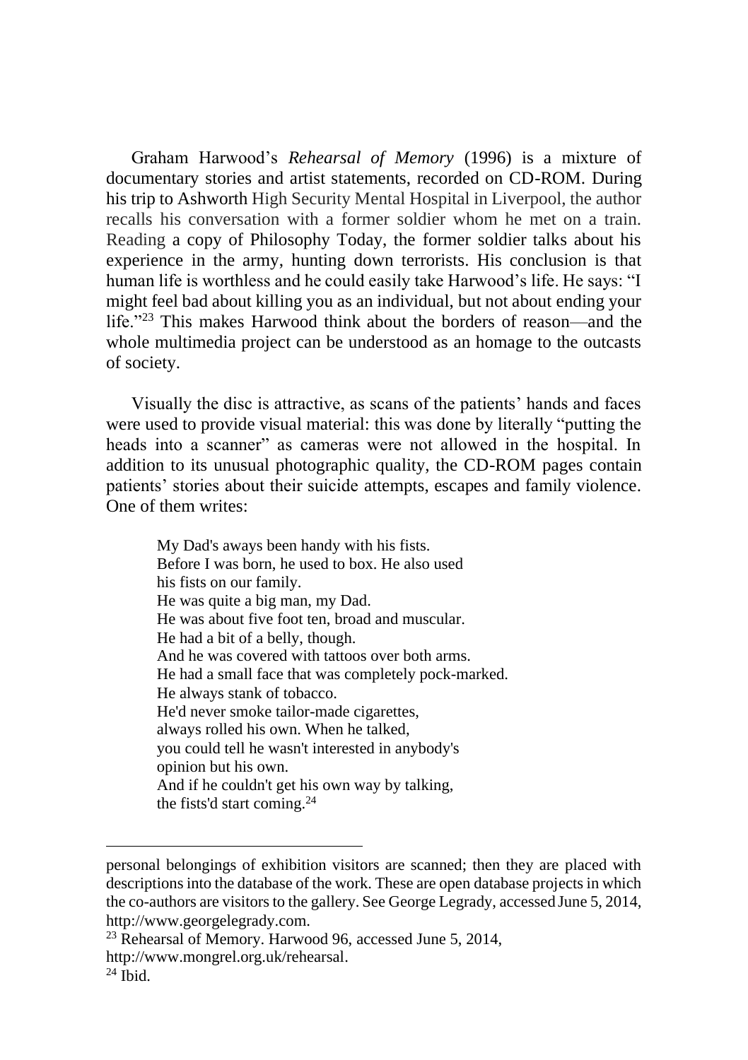Graham Harwood's *Rehearsal of Memory* (1996) is a mixture of documentary stories and artist statements, recorded on CD-ROM. During his trip to Ashworth High Security Mental Hospital in Liverpool, the author recalls his conversation with a former soldier whom he met on a train. Reading a copy of Philosophy Today, the former soldier talks about his experience in the army, hunting down terrorists. His conclusion is that human life is worthless and he could easily take Harwood's life. He says: "I might feel bad about killing you as an individual, but not about ending your life."[23] This makes Harwood think about the borders of reason—and the whole multimedia project can be understood as an homage to the outcasts of society.

Visually the disc is attractive, as scans of the patients' hands and faces were used to provide visual material: this was done by literally "putting the heads into a scanner" as cameras were not allowed in the hospital. In addition to its unusual photographic quality, the CD-ROM pages contain patients' stories about their suicide attempts, escapes and family violence. One of them writes:

> My Dad's aways been handy with his fists.
> Before I was born, he used to box. He also used
> his fists on our family.
> He was quite a big man, my Dad.
> He was about five foot ten, broad and muscular.
> He had a bit of a belly, though.
> And he was covered with tattoos over both arms.
> He had a small face that was completely pock-marked.
> He always stank of tobacco.
> He'd never smoke tailor-made cigarettes,
> always rolled his own. When he talked,
> you could tell he wasn't interested in anybody's
> opinion but his own.
> And if he couldn't get his own way by talking,
> the fists'd start coming.[24]

---

personal belongings of exhibition visitors are scanned; then they are placed with descriptions into the database of the work. These are open database projects in which the co-authors are visitors to the gallery. See George Legrady, accessed June 5, 2014, http://www.georgelegrady.com.

[23] Rehearsal of Memory. Harwood 96, accessed June 5, 2014, http://www.mongrel.org.uk/rehearsal.

[24] Ibid.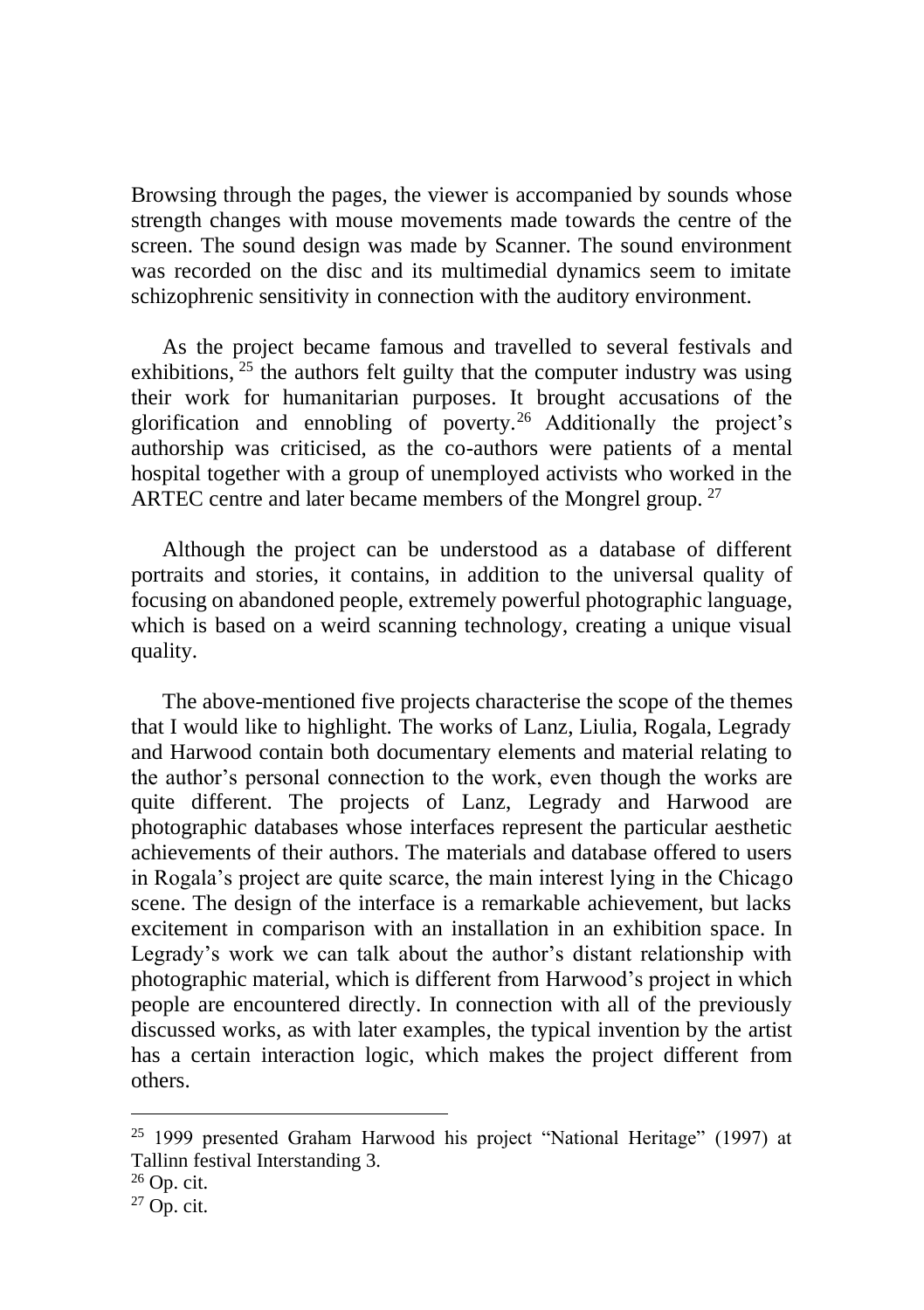Browsing through the pages, the viewer is accompanied by sounds whose strength changes with mouse movements made towards the centre of the screen. The sound design was made by Scanner. The sound environment was recorded on the disc and its multimedial dynamics seem to imitate schizophrenic sensitivity in connection with the auditory environment.

As the project became famous and travelled to several festivals and exhibitions, [25] the authors felt guilty that the computer industry was using their work for humanitarian purposes. It brought accusations of the glorification and ennobling of poverty.[26] Additionally the project's authorship was criticised, as the co-authors were patients of a mental hospital together with a group of unemployed activists who worked in the ARTEC centre and later became members of the Mongrel group. [27]

Although the project can be understood as a database of different portraits and stories, it contains, in addition to the universal quality of focusing on abandoned people, extremely powerful photographic language, which is based on a weird scanning technology, creating a unique visual quality.

The above-mentioned five projects characterise the scope of the themes that I would like to highlight. The works of Lanz, Liulia, Rogala, Legrady and Harwood contain both documentary elements and material relating to the author's personal connection to the work, even though the works are quite different. The projects of Lanz, Legrady and Harwood are photographic databases whose interfaces represent the particular aesthetic achievements of their authors. The materials and database offered to users in Rogala's project are quite scarce, the main interest lying in the Chicago scene. The design of the interface is a remarkable achievement, but lacks excitement in comparison with an installation in an exhibition space. In Legrady's work we can talk about the author's distant relationship with photographic material, which is different from Harwood's project in which people are encountered directly. In connection with all of the previously discussed works, as with later examples, the typical invention by the artist has a certain interaction logic, which makes the project different from others.

---

[25] 1999 presented Graham Harwood his project "National Heritage" (1997) at Tallinn festival Interstanding 3.

[26] Op. cit.

[27] Op. cit.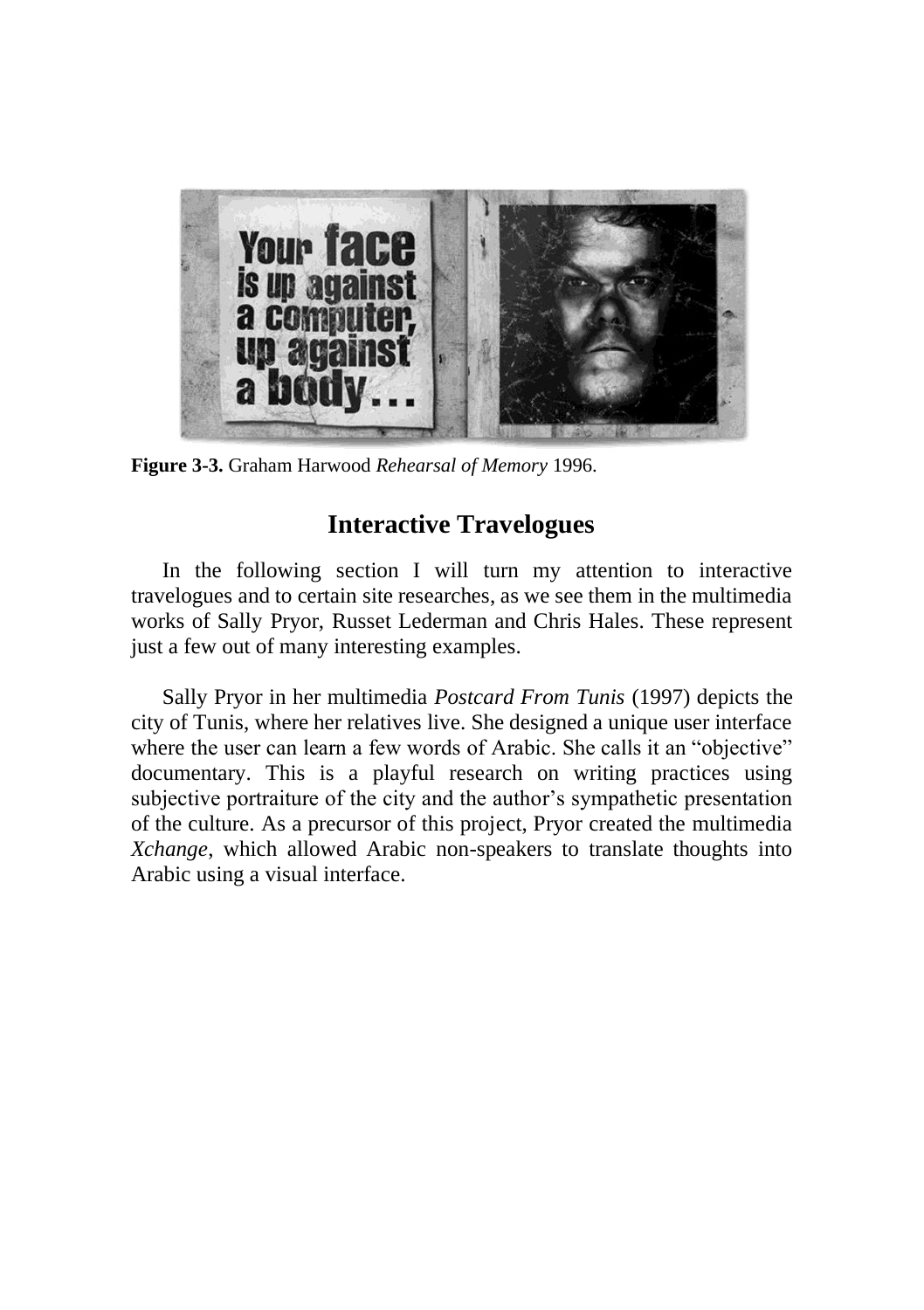**Figure 3-3.** Graham Harwood *Rehearsal of Memory* 1996.

## Interactive Travelogues

In the following section I will turn my attention to interactive travelogues and to certain site researches, as we see them in the multimedia works of Sally Pryor, Russet Lederman and Chris Hales. These represent just a few out of many interesting examples.

Sally Pryor in her multimedia *Postcard From Tunis* (1997) depicts the city of Tunis, where her relatives live. She designed a unique user interface where the user can learn a few words of Arabic. She calls it an "objective" documentary. This is a playful research on writing practices using subjective portraiture of the city and the author's sympathetic presentation of the culture. As a precursor of this project, Pryor created the multimedia *Xchange*, which allowed Arabic non-speakers to translate thoughts into Arabic using a visual interface.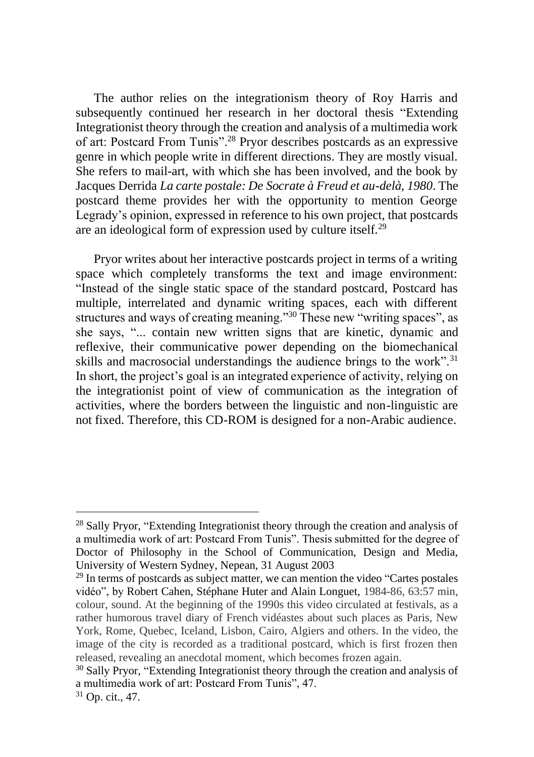The author relies on the integrationism theory of Roy Harris and subsequently continued her research in her doctoral thesis "Extending Integrationist theory through the creation and analysis of a multimedia work of art: Postcard From Tunis".[28] Pryor describes postcards as an expressive genre in which people write in different directions. They are mostly visual. She refers to mail-art, with which she has been involved, and the book by Jacques Derrida *La carte postale: De Socrate à Freud et au-delà, 1980*. The postcard theme provides her with the opportunity to mention George Legrady's opinion, expressed in reference to his own project, that postcards are an ideological form of expression used by culture itself.[29]

Pryor writes about her interactive postcards project in terms of a writing space which completely transforms the text and image environment: "Instead of the single static space of the standard postcard, Postcard has multiple, interrelated and dynamic writing spaces, each with different structures and ways of creating meaning."[30] These new "writing spaces", as she says, "... contain new written signs that are kinetic, dynamic and reflexive, their communicative power depending on the biomechanical skills and macrosocial understandings the audience brings to the work".[31] In short, the project's goal is an integrated experience of activity, relying on the integrationist point of view of communication as the integration of activities, where the borders between the linguistic and non-linguistic are not fixed. Therefore, this CD-ROM is designed for a non-Arabic audience.

---

[28] Sally Pryor, "Extending Integrationist theory through the creation and analysis of a multimedia work of art: Postcard From Tunis". Thesis submitted for the degree of Doctor of Philosophy in the School of Communication, Design and Media, University of Western Sydney, Nepean, 31 August 2003

[29] In terms of postcards as subject matter, we can mention the video "Cartes postales vidéo", by Robert Cahen, Stéphane Huter and Alain Longuet, 1984-86, 63:57 min, colour, sound. At the beginning of the 1990s this video circulated at festivals, as a rather humorous travel diary of French vidéastes about such places as Paris, New York, Rome, Quebec, Iceland, Lisbon, Cairo, Algiers and others. In the video, the image of the city is recorded as a traditional postcard, which is first frozen then released, revealing an anecdotal moment, which becomes frozen again.

[30] Sally Pryor, "Extending Integrationist theory through the creation and analysis of a multimedia work of art: Postcard From Tunis", 47.

[31] Op. cit., 47.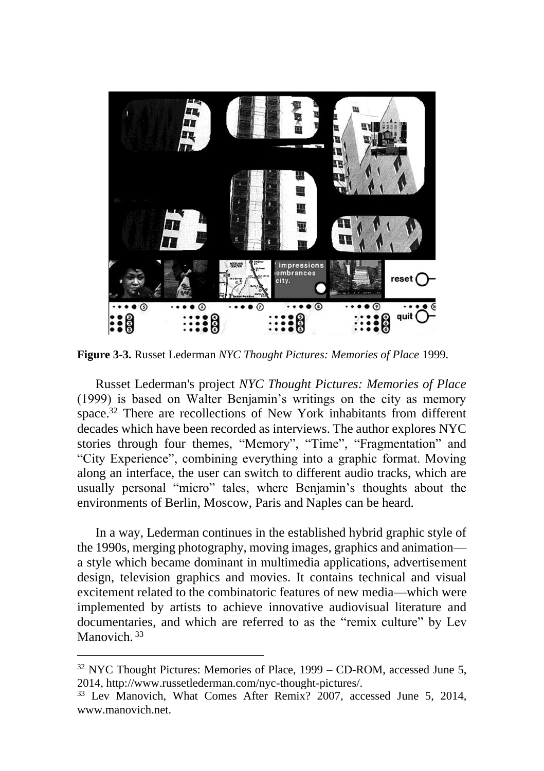**Figure 3-3.** Russet Lederman *NYC Thought Pictures: Memories of Place* 1999.

Russet Lederman's project *NYC Thought Pictures: Memories of Place* (1999) is based on Walter Benjamin’s writings on the city as memory space.[32] There are recollections of New York inhabitants from different decades which have been recorded as interviews. The author explores NYC stories through four themes, “Memory”, “Time”, “Fragmentation” and “City Experience”, combining everything into a graphic format. Moving along an interface, the user can switch to different audio tracks, which are usually personal “micro” tales, where Benjamin’s thoughts about the environments of Berlin, Moscow, Paris and Naples can be heard.

In a way, Lederman continues in the established hybrid graphic style of the 1990s, merging photography, moving images, graphics and animation—a style which became dominant in multimedia applications, advertisement design, television graphics and movies. It contains technical and visual excitement related to the combinatoric features of new media—which were implemented by artists to achieve innovative audiovisual literature and documentaries, and which are referred to as the “remix culture” by Lev Manovich.[33]

---

[32] NYC Thought Pictures: Memories of Place, 1999 – CD-ROM, accessed June 5, 2014, http://www.russetlederman.com/nyc-thought-pictures/.

[33] Lev Manovich, What Comes After Remix? 2007, accessed June 5, 2014, www.manovich.net.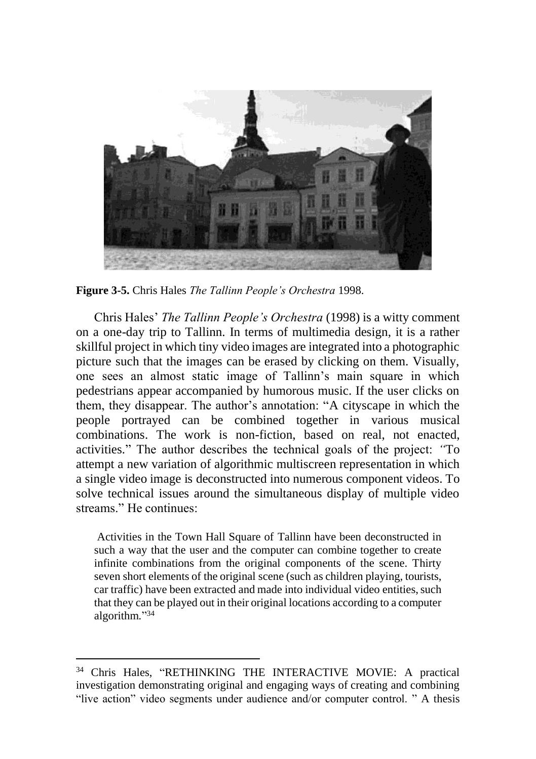**Figure 3-5.** Chris Hales *The Tallinn People's Orchestra* 1998.

Chris Hales' *The Tallinn People's Orchestra* (1998) is a witty comment on a one-day trip to Tallinn. In terms of multimedia design, it is a rather skillful project in which tiny video images are integrated into a photographic picture such that the images can be erased by clicking on them. Visually, one sees an almost static image of Tallinn's main square in which pedestrians appear accompanied by humorous music. If the user clicks on them, they disappear. The author's annotation: "A cityscape in which the people portrayed can be combined together in various musical combinations. The work is non-fiction, based on real, not enacted, activities." The author describes the technical goals of the project: "To attempt a new variation of algorithmic multiscreen representation in which a single video image is deconstructed into numerous component videos. To solve technical issues around the simultaneous display of multiple video streams." He continues:

> Activities in the Town Hall Square of Tallinn have been deconstructed in such a way that the user and the computer can combine together to create infinite combinations from the original components of the scene. Thirty seven short elements of the original scene (such as children playing, tourists, car traffic) have been extracted and made into individual video entities, such that they can be played out in their original locations according to a computer algorithm."[34]

---

[34] Chris Hales, "RETHINKING THE INTERACTIVE MOVIE: A practical investigation demonstrating original and engaging ways of creating and combining "live action" video segments under audience and/or computer control. " A thesis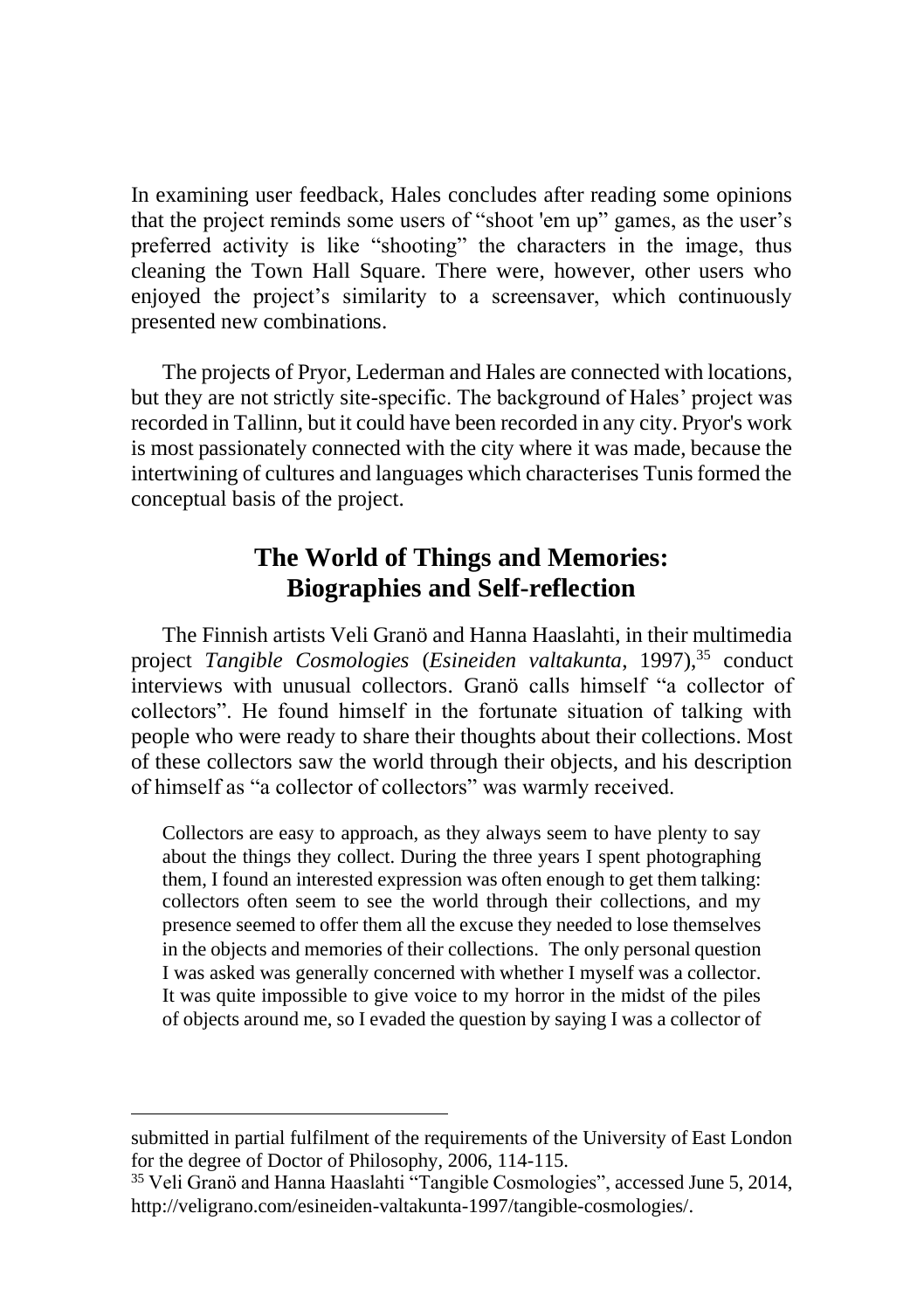In examining user feedback, Hales concludes after reading some opinions that the project reminds some users of "shoot 'em up" games, as the user's preferred activity is like "shooting" the characters in the image, thus cleaning the Town Hall Square. There were, however, other users who enjoyed the project's similarity to a screensaver, which continuously presented new combinations.

The projects of Pryor, Lederman and Hales are connected with locations, but they are not strictly site-specific. The background of Hales' project was recorded in Tallinn, but it could have been recorded in any city. Pryor's work is most passionately connected with the city where it was made, because the intertwining of cultures and languages which characterises Tunis formed the conceptual basis of the project.

## The World of Things and Memories: Biographies and Self-reflection

The Finnish artists Veli Granö and Hanna Haaslahti, in their multimedia project *Tangible Cosmologies* (*Esineiden valtakunta*, 1997),[35] conduct interviews with unusual collectors. Granö calls himself "a collector of collectors". He found himself in the fortunate situation of talking with people who were ready to share their thoughts about their collections. Most of these collectors saw the world through their objects, and his description of himself as "a collector of collectors" was warmly received.

> Collectors are easy to approach, as they always seem to have plenty to say about the things they collect. During the three years I spent photographing them, I found an interested expression was often enough to get them talking: collectors often seem to see the world through their collections, and my presence seemed to offer them all the excuse they needed to lose themselves in the objects and memories of their collections. The only personal question I was asked was generally concerned with whether I myself was a collector. It was quite impossible to give voice to my horror in the midst of the piles of objects around me, so I evaded the question by saying I was a collector of

submitted in partial fulfilment of the requirements of the University of East London for the degree of Doctor of Philosophy, 2006, 114-115.

[35] Veli Granö and Hanna Haaslahti "Tangible Cosmologies", accessed June 5, 2014, http://veligrano.com/esineiden-valtakunta-1997/tangible-cosmologies/.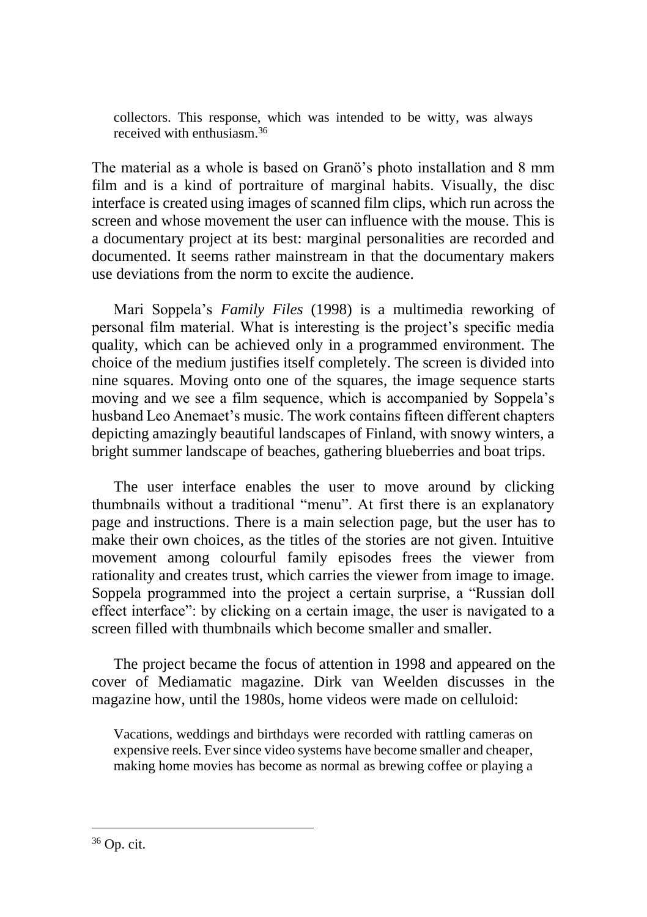collectors. This response, which was intended to be witty, was always received with enthusiasm.[36]

The material as a whole is based on Granö's photo installation and 8 mm film and is a kind of portraiture of marginal habits. Visually, the disc interface is created using images of scanned film clips, which run across the screen and whose movement the user can influence with the mouse. This is a documentary project at its best: marginal personalities are recorded and documented. It seems rather mainstream in that the documentary makers use deviations from the norm to excite the audience.

Mari Soppela's *Family Files* (1998) is a multimedia reworking of personal film material. What is interesting is the project's specific media quality, which can be achieved only in a programmed environment. The choice of the medium justifies itself completely. The screen is divided into nine squares. Moving onto one of the squares, the image sequence starts moving and we see a film sequence, which is accompanied by Soppela's husband Leo Anemaet's music. The work contains fifteen different chapters depicting amazingly beautiful landscapes of Finland, with snowy winters, a bright summer landscape of beaches, gathering blueberries and boat trips.

The user interface enables the user to move around by clicking thumbnails without a traditional "menu". At first there is an explanatory page and instructions. There is a main selection page, but the user has to make their own choices, as the titles of the stories are not given. Intuitive movement among colourful family episodes frees the viewer from rationality and creates trust, which carries the viewer from image to image. Soppela programmed into the project a certain surprise, a "Russian doll effect interface": by clicking on a certain image, the user is navigated to a screen filled with thumbnails which become smaller and smaller.

The project became the focus of attention in 1998 and appeared on the cover of Mediamatic magazine. Dirk van Weelden discusses in the magazine how, until the 1980s, home videos were made on celluloid:

> Vacations, weddings and birthdays were recorded with rattling cameras on expensive reels. Ever since video systems have become smaller and cheaper, making home movies has become as normal as brewing coffee or playing a

[36] Op. cit.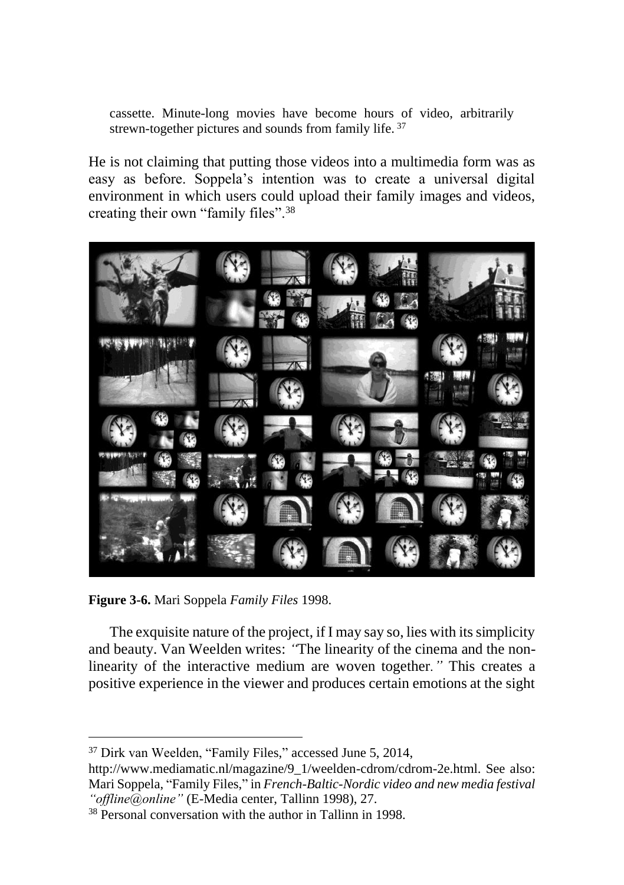cassette. Minute-long movies have become hours of video, arbitrarily strewn-together pictures and sounds from family life. [37]

He is not claiming that putting those videos into a multimedia form was as easy as before. Soppela's intention was to create a universal digital environment in which users could upload their family images and videos, creating their own "family files".[38]

**Figure 3-6.** Mari Soppela *Family Files* 1998.

The exquisite nature of the project, if I may say so, lies with its simplicity and beauty. Van Weelden writes: *"*The linearity of the cinema and the non-linearity of the interactive medium are woven together.*"* This creates a positive experience in the viewer and produces certain emotions at the sight

---

[37] Dirk van Weelden, "Family Files," accessed June 5, 2014, http://www.mediamatic.nl/magazine/9_1/weelden-cdrom/cdrom-2e.html. See also: Mari Soppela, "Family Files," in *French-Baltic-Nordic video and new media festival "offline@online"* (E-Media center, Tallinn 1998), 27.

[38] Personal conversation with the author in Tallinn in 1998.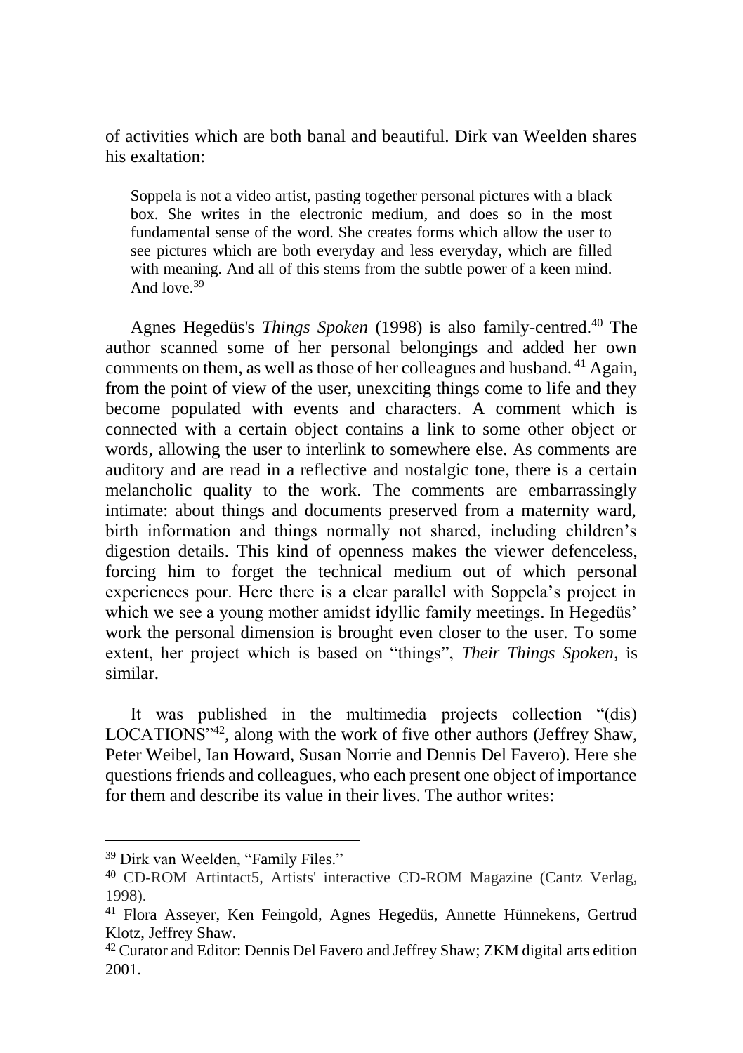of activities which are both banal and beautiful. Dirk van Weelden shares his exaltation:

> Soppela is not a video artist, pasting together personal pictures with a black box. She writes in the electronic medium, and does so in the most fundamental sense of the word. She creates forms which allow the user to see pictures which are both everyday and less everyday, which are filled with meaning. And all of this stems from the subtle power of a keen mind. And love.[39]

Agnes Hegedüs's *Things Spoken* (1998) is also family-centred.[40] The author scanned some of her personal belongings and added her own comments on them, as well as those of her colleagues and husband.[41] Again, from the point of view of the user, unexciting things come to life and they become populated with events and characters. A comment which is connected with a certain object contains a link to some other object or words, allowing the user to interlink to somewhere else. As comments are auditory and are read in a reflective and nostalgic tone, there is a certain melancholic quality to the work. The comments are embarrassingly intimate: about things and documents preserved from a maternity ward, birth information and things normally not shared, including children's digestion details. This kind of openness makes the viewer defenceless, forcing him to forget the technical medium out of which personal experiences pour. Here there is a clear parallel with Soppela's project in which we see a young mother amidst idyllic family meetings. In Hegedüs' work the personal dimension is brought even closer to the user. To some extent, her project which is based on "things", *Their Things Spoken,* is similar.

It was published in the multimedia projects collection "(dis) LOCATIONS"[42], along with the work of five other authors (Jeffrey Shaw, Peter Weibel, Ian Howard, Susan Norrie and Dennis Del Favero). Here she questions friends and colleagues, who each present one object of importance for them and describe its value in their lives. The author writes:

---

[39] Dirk van Weelden, "Family Files."

[40] CD-ROM Artintact5, Artists' interactive CD-ROM Magazine (Cantz Verlag, 1998).

[41] Flora Asseyer, Ken Feingold, Agnes Hegedüs, Annette Hünnekens, Gertrud Klotz, Jeffrey Shaw.

[42] Curator and Editor: Dennis Del Favero and Jeffrey Shaw; ZKM digital arts edition 2001.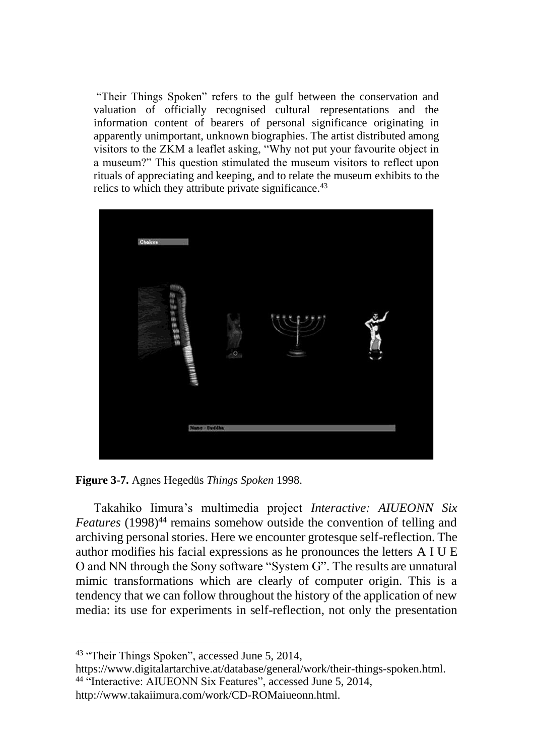"Their Things Spoken" refers to the gulf between the conservation and valuation of officially recognised cultural representations and the information content of bearers of personal significance originating in apparently unimportant, unknown biographies. The artist distributed among visitors to the ZKM a leaflet asking, "Why not put your favourite object in a museum?" This question stimulated the museum visitors to reflect upon rituals of appreciating and keeping, and to relate the museum exhibits to the relics to which they attribute private significance.[43]

**Figure 3-7.** Agnes Hegedüs *Things Spoken* 1998.

Takahiko Iimura's multimedia project *Interactive: AIUEONN Six Features* (1998)[44] remains somehow outside the convention of telling and archiving personal stories. Here we encounter grotesque self-reflection. The author modifies his facial expressions as he pronounces the letters A I U E O and NN through the Sony software "System G". The results are unnatural mimic transformations which are clearly of computer origin. This is a tendency that we can follow throughout the history of the application of new media: its use for experiments in self-reflection, not only the presentation

---

[43] "Their Things Spoken", accessed June 5, 2014, https://www.digitalartarchive.at/database/general/work/their-things-spoken.html.

[44] "Interactive: AIUEONN Six Features", accessed June 5, 2014, http://www.takaiimura.com/work/CD-ROMaiueonn.html.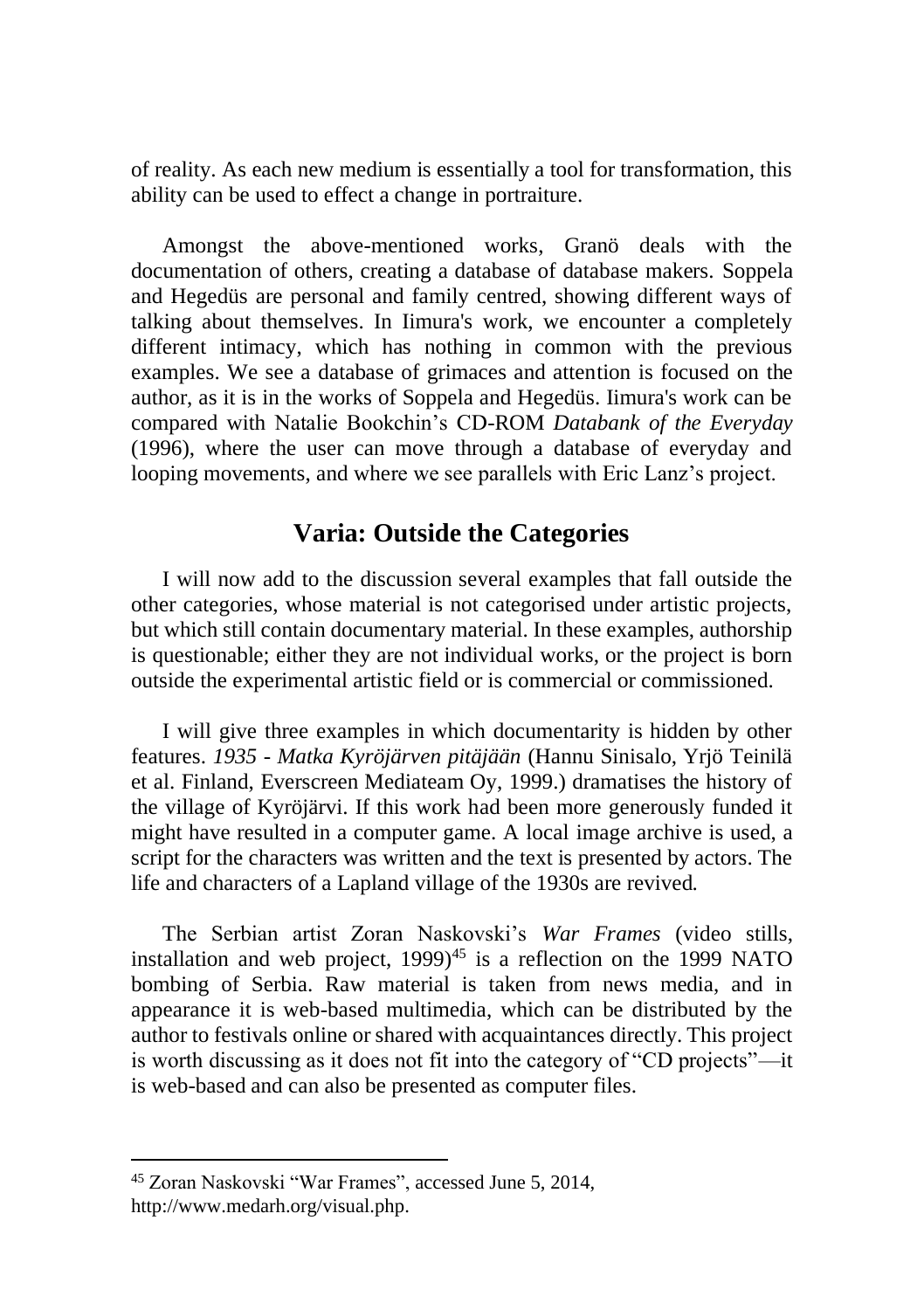of reality. As each new medium is essentially a tool for transformation, this ability can be used to effect a change in portraiture.

Amongst the above-mentioned works, Granö deals with the documentation of others, creating a database of database makers. Soppela and Hegedüs are personal and family centred, showing different ways of talking about themselves. In Iimura's work, we encounter a completely different intimacy, which has nothing in common with the previous examples. We see a database of grimaces and attention is focused on the author, as it is in the works of Soppela and Hegedüs. Iimura's work can be compared with Natalie Bookchin's CD-ROM *Databank of the Everyday* (1996), where the user can move through a database of everyday and looping movements, and where we see parallels with Eric Lanz's project.

## Varia: Outside the Categories

I will now add to the discussion several examples that fall outside the other categories, whose material is not categorised under artistic projects, but which still contain documentary material. In these examples, authorship is questionable; either they are not individual works, or the project is born outside the experimental artistic field or is commercial or commissioned.

I will give three examples in which documentarity is hidden by other features. *1935 - Matka Kyröjärven pitäjään* (Hannu Sinisalo, Yrjö Teinilä et al. Finland, Everscreen Mediateam Oy, 1999.) dramatises the history of the village of Kyröjärvi. If this work had been more generously funded it might have resulted in a computer game. A local image archive is used, a script for the characters was written and the text is presented by actors. The life and characters of a Lapland village of the 1930s are revived.

The Serbian artist Zoran Naskovski's *War Frames* (video stills, installation and web project, 1999)[45] is a reflection on the 1999 NATO bombing of Serbia. Raw material is taken from news media, and in appearance it is web-based multimedia, which can be distributed by the author to festivals online or shared with acquaintances directly. This project is worth discussing as it does not fit into the category of "CD projects"—it is web-based and can also be presented as computer files.

[45] Zoran Naskovski "War Frames", accessed June 5, 2014, http://www.medarh.org/visual.php.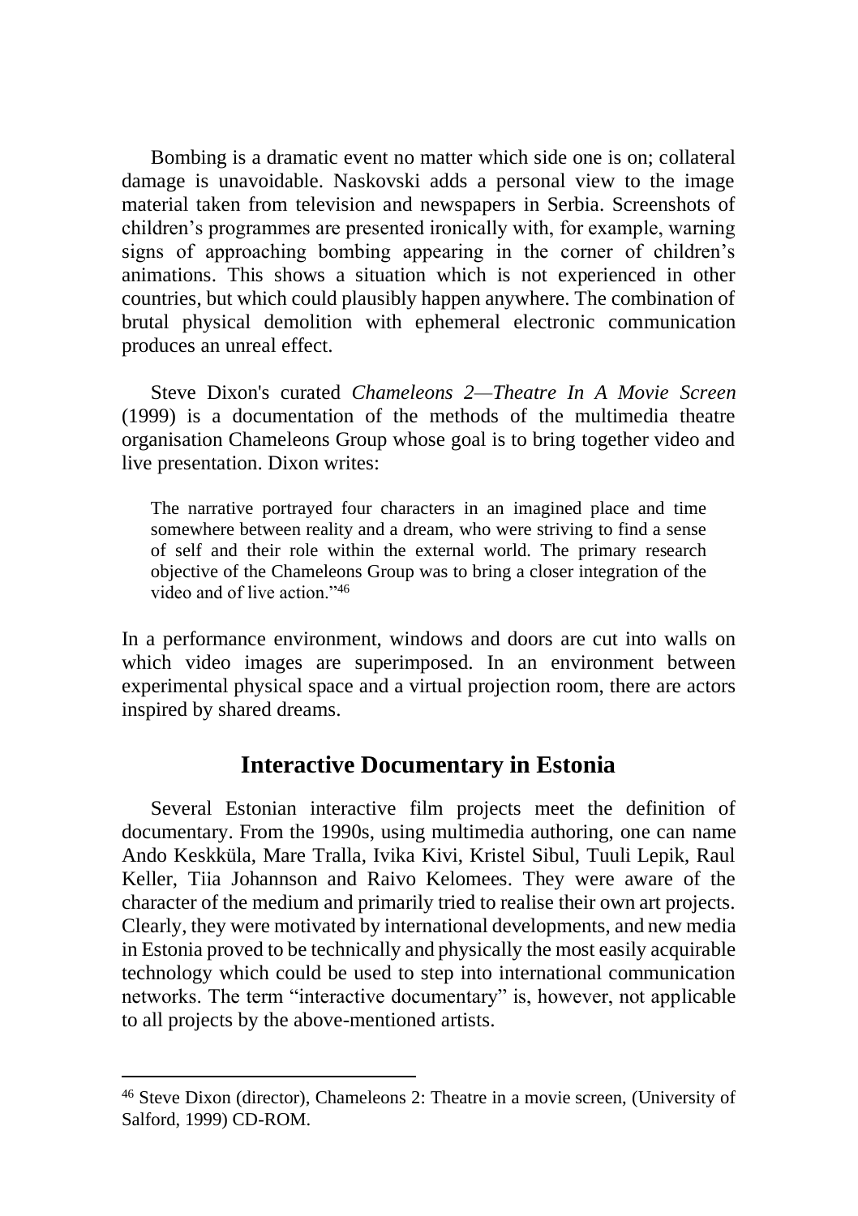Bombing is a dramatic event no matter which side one is on; collateral damage is unavoidable. Naskovski adds a personal view to the image material taken from television and newspapers in Serbia. Screenshots of children's programmes are presented ironically with, for example, warning signs of approaching bombing appearing in the corner of children's animations. This shows a situation which is not experienced in other countries, but which could plausibly happen anywhere. The combination of brutal physical demolition with ephemeral electronic communication produces an unreal effect.

Steve Dixon's curated *Chameleons 2—Theatre In A Movie Screen* (1999) is a documentation of the methods of the multimedia theatre organisation Chameleons Group whose goal is to bring together video and live presentation. Dixon writes:

> The narrative portrayed four characters in an imagined place and time somewhere between reality and a dream, who were striving to find a sense of self and their role within the external world. The primary research objective of the Chameleons Group was to bring a closer integration of the video and of live action."[46]

In a performance environment, windows and doors are cut into walls on which video images are superimposed. In an environment between experimental physical space and a virtual projection room, there are actors inspired by shared dreams.

## Interactive Documentary in Estonia

Several Estonian interactive film projects meet the definition of documentary. From the 1990s, using multimedia authoring, one can name Ando Keskküla, Mare Tralla, Ivika Kivi, Kristel Sibul, Tuuli Lepik, Raul Keller, Tiia Johannson and Raivo Kelomees. They were aware of the character of the medium and primarily tried to realise their own art projects. Clearly, they were motivated by international developments, and new media in Estonia proved to be technically and physically the most easily acquirable technology which could be used to step into international communication networks. The term "interactive documentary" is, however, not applicable to all projects by the above-mentioned artists.

---

[46] Steve Dixon (director), Chameleons 2: Theatre in a movie screen, (University of Salford, 1999) CD-ROM.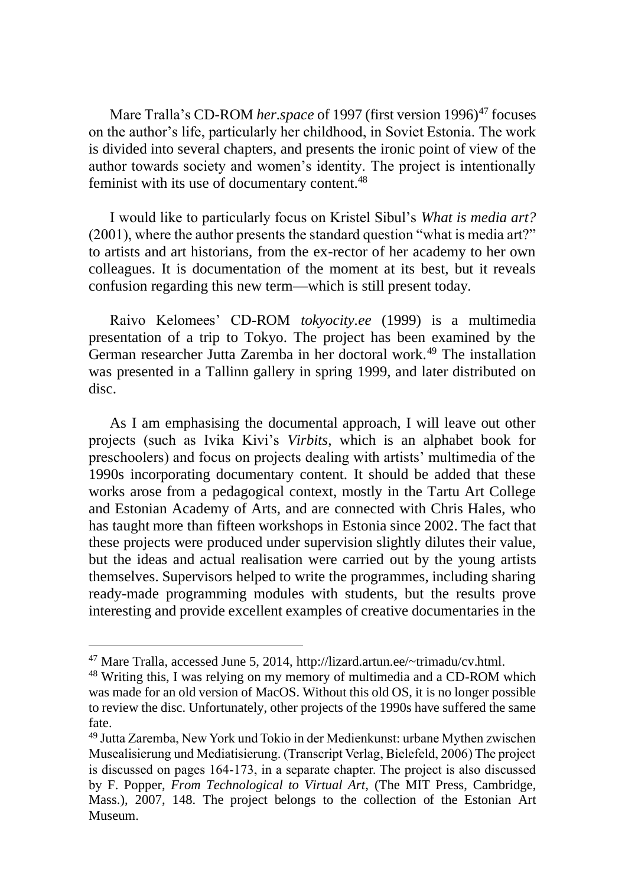Mare Tralla's CD-ROM *her.space* of 1997 (first version 1996)[47] focuses on the author's life, particularly her childhood, in Soviet Estonia. The work is divided into several chapters, and presents the ironic point of view of the author towards society and women's identity. The project is intentionally feminist with its use of documentary content.[48]

I would like to particularly focus on Kristel Sibul's *What is media art?* (2001), where the author presents the standard question "what is media art?" to artists and art historians, from the ex-rector of her academy to her own colleagues. It is documentation of the moment at its best, but it reveals confusion regarding this new term—which is still present today.

Raivo Kelomees' CD-ROM *tokyocity.ee* (1999) is a multimedia presentation of a trip to Tokyo. The project has been examined by the German researcher Jutta Zaremba in her doctoral work.[49] The installation was presented in a Tallinn gallery in spring 1999, and later distributed on disc.

As I am emphasising the documental approach, I will leave out other projects (such as Ivika Kivi's *Virbits*, which is an alphabet book for preschoolers) and focus on projects dealing with artists' multimedia of the 1990s incorporating documentary content. It should be added that these works arose from a pedagogical context, mostly in the Tartu Art College and Estonian Academy of Arts, and are connected with Chris Hales, who has taught more than fifteen workshops in Estonia since 2002. The fact that these projects were produced under supervision slightly dilutes their value, but the ideas and actual realisation were carried out by the young artists themselves. Supervisors helped to write the programmes, including sharing ready-made programming modules with students, but the results prove interesting and provide excellent examples of creative documentaries in the

---

[47] Mare Tralla, accessed June 5, 2014, http://lizard.artun.ee/~trimadu/cv.html.

[48] Writing this, I was relying on my memory of multimedia and a CD-ROM which was made for an old version of MacOS. Without this old OS, it is no longer possible to review the disc. Unfortunately, other projects of the 1990s have suffered the same fate.

[49] Jutta Zaremba, New York und Tokio in der Medienkunst: urbane Mythen zwischen Musealisierung und Mediatisierung. (Transcript Verlag, Bielefeld, 2006) The project is discussed on pages 164-173, in a separate chapter. The project is also discussed by F. Popper, *From Technological to Virtual Art*, (The MIT Press, Cambridge, Mass.), 2007, 148. The project belongs to the collection of the Estonian Art Museum.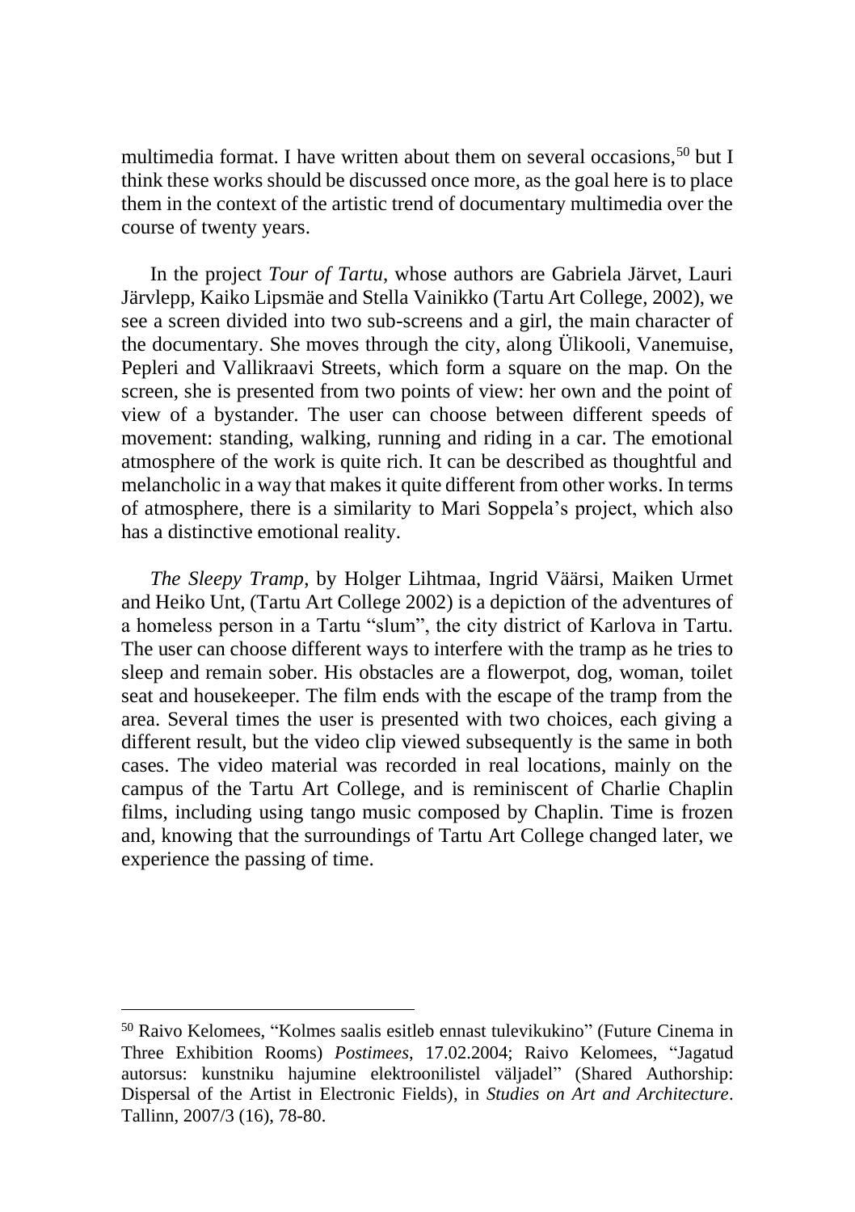multimedia format. I have written about them on several occasions,[50] but I think these works should be discussed once more, as the goal here is to place them in the context of the artistic trend of documentary multimedia over the course of twenty years.

In the project *Tour of Tartu*, whose authors are Gabriela Järvet, Lauri Järvlepp, Kaiko Lipsmäe and Stella Vainikko (Tartu Art College, 2002), we see a screen divided into two sub-screens and a girl, the main character of the documentary. She moves through the city, along Ülikooli, Vanemuise, Pepleri and Vallikraavi Streets, which form a square on the map. On the screen, she is presented from two points of view: her own and the point of view of a bystander. The user can choose between different speeds of movement: standing, walking, running and riding in a car. The emotional atmosphere of the work is quite rich. It can be described as thoughtful and melancholic in a way that makes it quite different from other works. In terms of atmosphere, there is a similarity to Mari Soppela's project, which also has a distinctive emotional reality.

*The Sleepy Tramp*, by Holger Lihtmaa, Ingrid Väärsi, Maiken Urmet and Heiko Unt, (Tartu Art College 2002) is a depiction of the adventures of a homeless person in a Tartu "slum", the city district of Karlova in Tartu. The user can choose different ways to interfere with the tramp as he tries to sleep and remain sober. His obstacles are a flowerpot, dog, woman, toilet seat and housekeeper. The film ends with the escape of the tramp from the area. Several times the user is presented with two choices, each giving a different result, but the video clip viewed subsequently is the same in both cases. The video material was recorded in real locations, mainly on the campus of the Tartu Art College, and is reminiscent of Charlie Chaplin films, including using tango music composed by Chaplin. Time is frozen and, knowing that the surroundings of Tartu Art College changed later, we experience the passing of time.

---

[50] Raivo Kelomees, "Kolmes saalis esitleb ennast tulevikukino" (Future Cinema in Three Exhibition Rooms) *Postimees*, 17.02.2004; Raivo Kelomees, "Jagatud autorsus: kunstniku hajumine elektroonilistel väljadel" (Shared Authorship: Dispersal of the Artist in Electronic Fields), in *Studies on Art and Architecture*. Tallinn, 2007/3 (16), 78-80.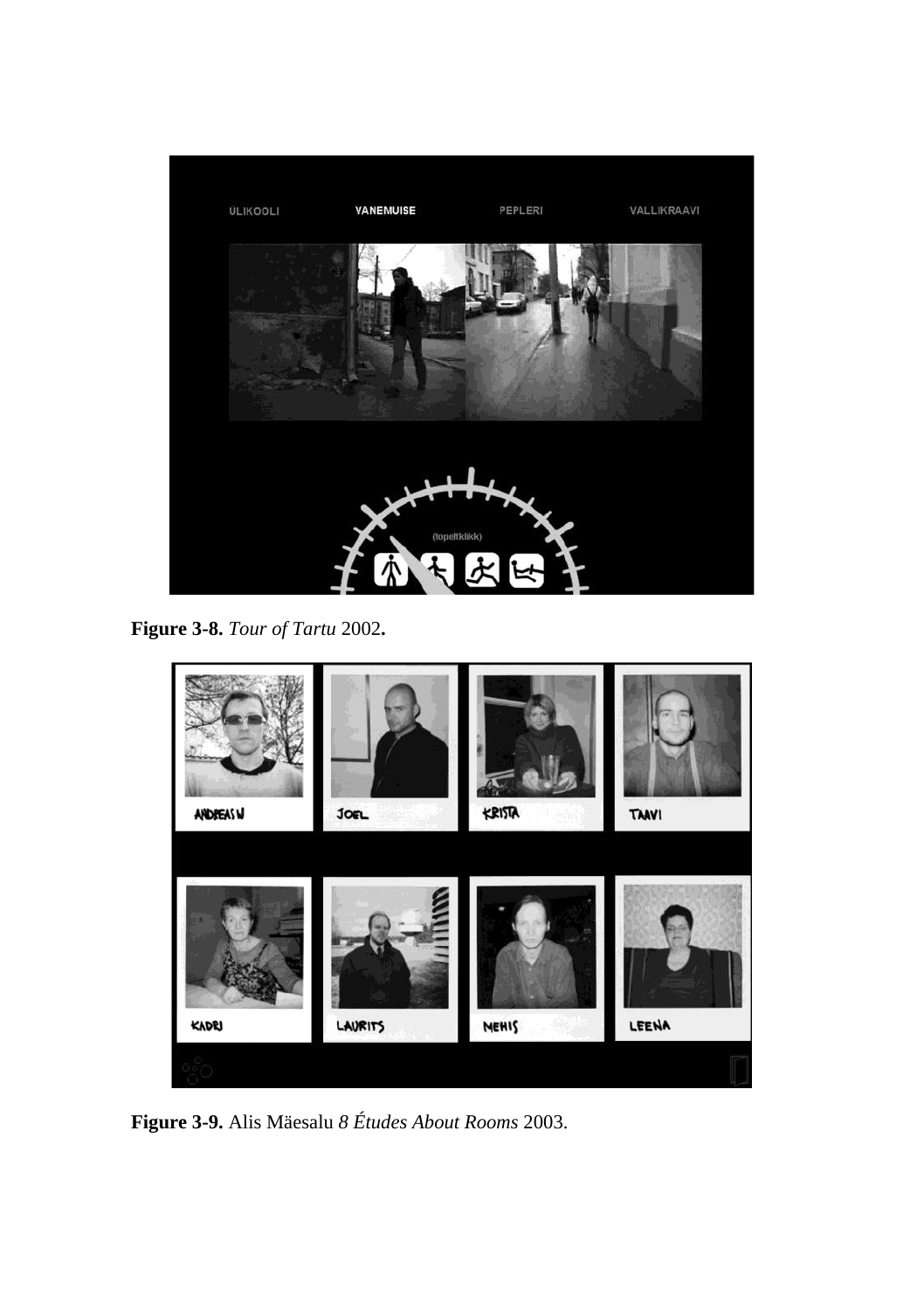**Figure 3-8.** *Tour of Tartu* 2002**.**

**Figure 3-9.** Alis Mäesalu *8 Études About Rooms* 2003.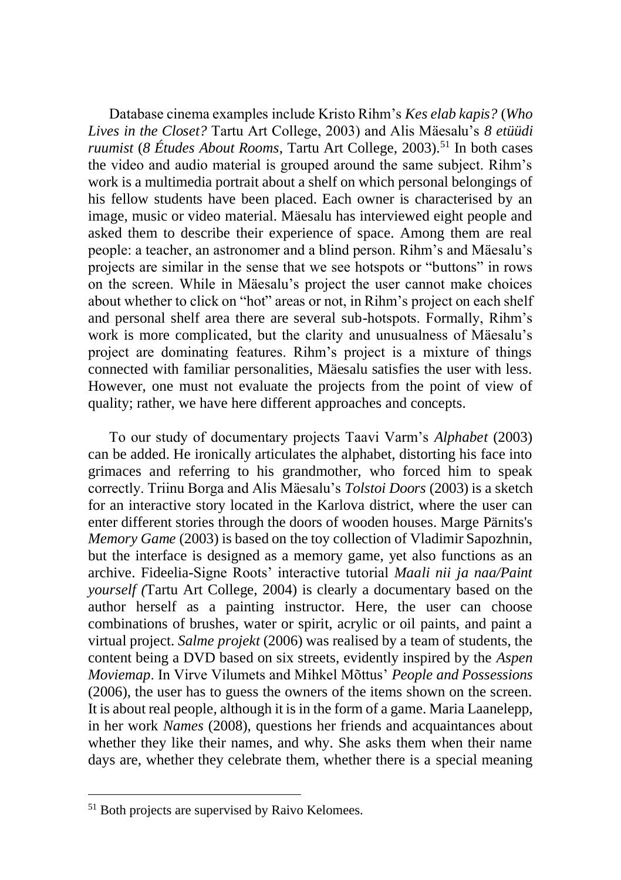Database cinema examples include Kristo Rihm's *Kes elab kapis?* (*Who Lives in the Closet?* Tartu Art College, 2003) and Alis Mäesalu's *8 etüüdi ruumist* (*8 Études About Rooms*, Tartu Art College, 2003).[51] In both cases the video and audio material is grouped around the same subject. Rihm's work is a multimedia portrait about a shelf on which personal belongings of his fellow students have been placed. Each owner is characterised by an image, music or video material. Mäesalu has interviewed eight people and asked them to describe their experience of space. Among them are real people: a teacher, an astronomer and a blind person. Rihm's and Mäesalu's projects are similar in the sense that we see hotspots or "buttons" in rows on the screen. While in Mäesalu's project the user cannot make choices about whether to click on "hot" areas or not, in Rihm's project on each shelf and personal shelf area there are several sub-hotspots. Formally, Rihm's work is more complicated, but the clarity and unusualness of Mäesalu's project are dominating features. Rihm's project is a mixture of things connected with familiar personalities, Mäesalu satisfies the user with less. However, one must not evaluate the projects from the point of view of quality; rather, we have here different approaches and concepts.

To our study of documentary projects Taavi Varm's *Alphabet* (2003) can be added. He ironically articulates the alphabet, distorting his face into grimaces and referring to his grandmother, who forced him to speak correctly. Triinu Borga and Alis Mäesalu's *Tolstoi Doors* (2003) is a sketch for an interactive story located in the Karlova district, where the user can enter different stories through the doors of wooden houses. Marge Pärnits's *Memory Game* (2003) is based on the toy collection of Vladimir Sapozhnin, but the interface is designed as a memory game, yet also functions as an archive. Fideelia-Signe Roots' interactive tutorial *Maali nii ja naa/Paint yourself (*Tartu Art College, 2004) is clearly a documentary based on the author herself as a painting instructor. Here, the user can choose combinations of brushes, water or spirit, acrylic or oil paints, and paint a virtual project. *Salme projekt* (2006) was realised by a team of students, the content being a DVD based on six streets, evidently inspired by the *Aspen Moviemap*. In Virve Vilumets and Mihkel Mõttus' *People and Possessions* (2006), the user has to guess the owners of the items shown on the screen. It is about real people, although it is in the form of a game. Maria Laanelepp, in her work *Names* (2008), questions her friends and acquaintances about whether they like their names, and why. She asks them when their name days are, whether they celebrate them, whether there is a special meaning

[51] Both projects are supervised by Raivo Kelomees.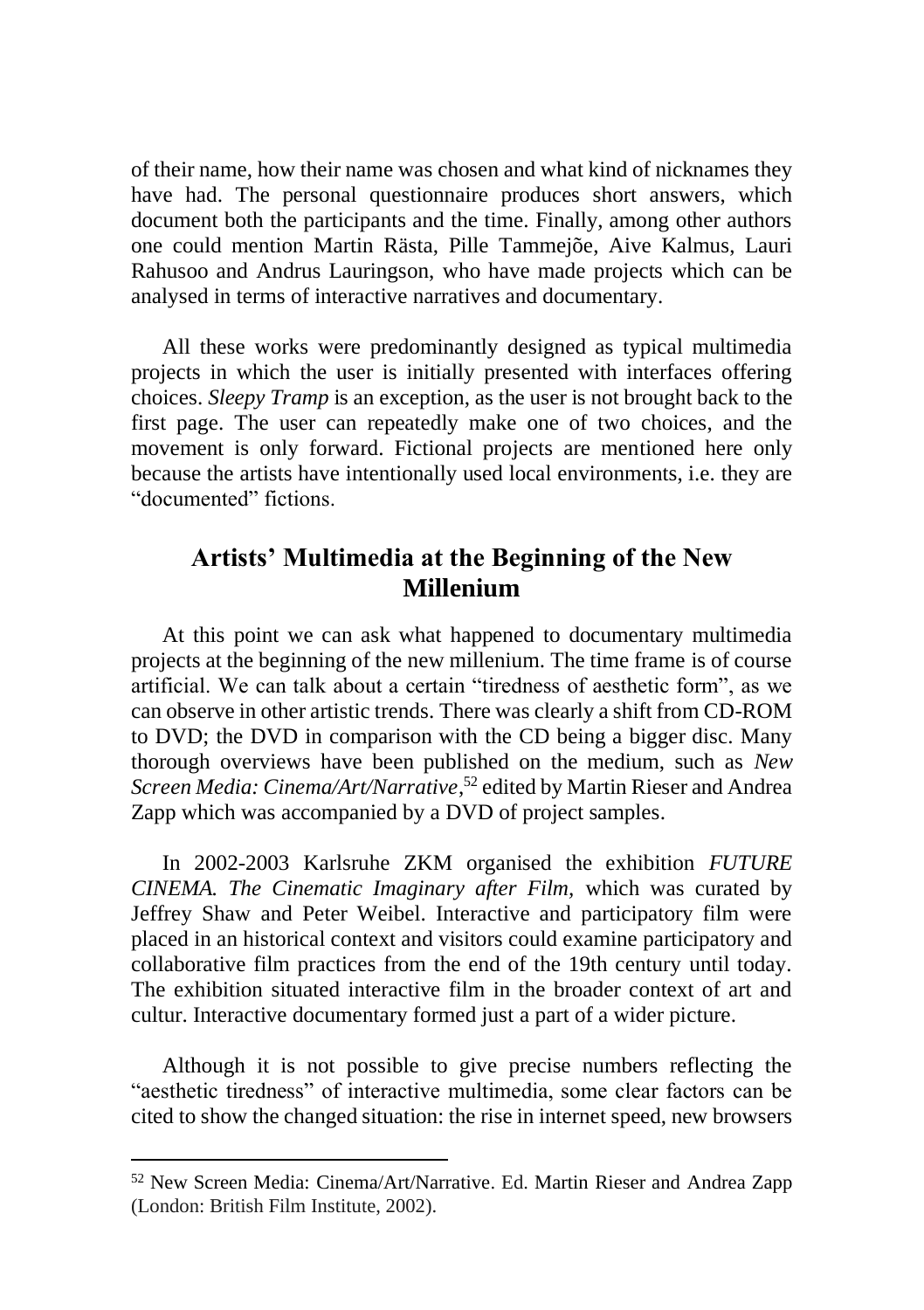of their name, how their name was chosen and what kind of nicknames they have had. The personal questionnaire produces short answers, which document both the participants and the time. Finally, among other authors one could mention Martin Rästa, Pille Tammejõe, Aive Kalmus, Lauri Rahusoo and Andrus Lauringson, who have made projects which can be analysed in terms of interactive narratives and documentary.

All these works were predominantly designed as typical multimedia projects in which the user is initially presented with interfaces offering choices. *Sleepy Tramp* is an exception, as the user is not brought back to the first page. The user can repeatedly make one of two choices, and the movement is only forward. Fictional projects are mentioned here only because the artists have intentionally used local environments, i.e. they are "documented" fictions.

## Artists' Multimedia at the Beginning of the New Millenium

At this point we can ask what happened to documentary multimedia projects at the beginning of the new millenium. The time frame is of course artificial. We can talk about a certain "tiredness of aesthetic form", as we can observe in other artistic trends. There was clearly a shift from CD-ROM to DVD; the DVD in comparison with the CD being a bigger disc. Many thorough overviews have been published on the medium, such as *New Screen Media: Cinema/Art/Narrative*,[52] edited by Martin Rieser and Andrea Zapp which was accompanied by a DVD of project samples.

In 2002-2003 Karlsruhe ZKM organised the exhibition *FUTURE CINEMA. The Cinematic Imaginary after Film,* which was curated by Jeffrey Shaw and Peter Weibel. Interactive and participatory film were placed in an historical context and visitors could examine participatory and collaborative film practices from the end of the 19th century until today. The exhibition situated interactive film in the broader context of art and cultur. Interactive documentary formed just a part of a wider picture.

Although it is not possible to give precise numbers reflecting the "aesthetic tiredness" of interactive multimedia, some clear factors can be cited to show the changed situation: the rise in internet speed, new browsers

---

[52] New Screen Media: Cinema/Art/Narrative. Ed. Martin Rieser and Andrea Zapp (London: British Film Institute, 2002).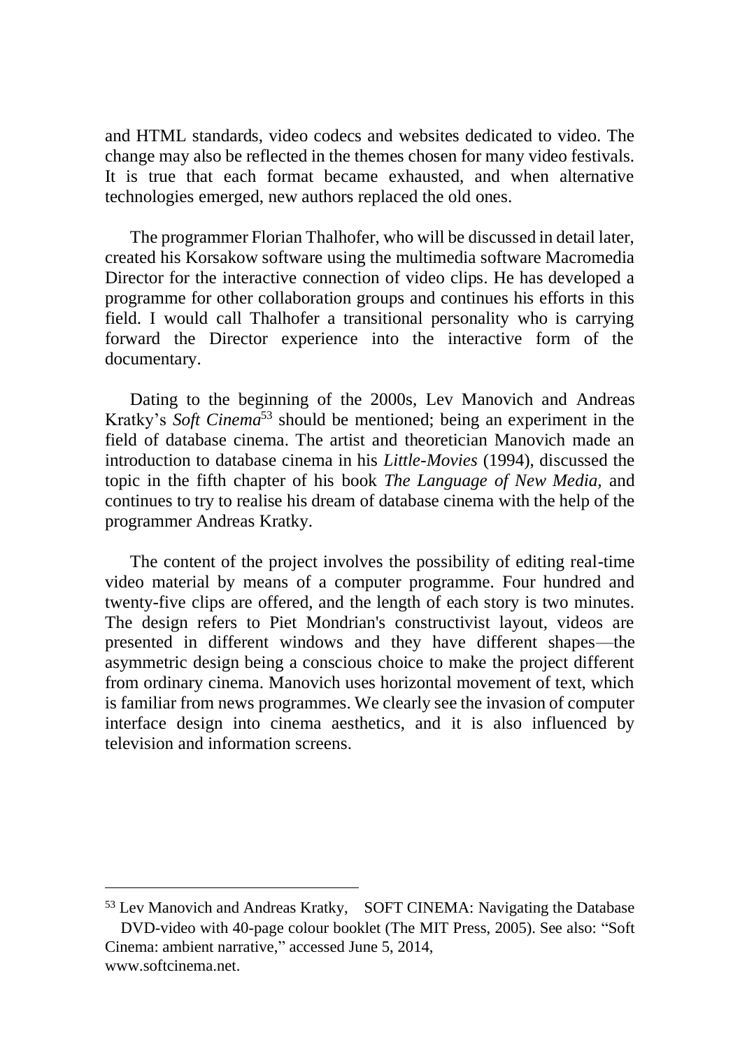and HTML standards, video codecs and websites dedicated to video. The change may also be reflected in the themes chosen for many video festivals. It is true that each format became exhausted, and when alternative technologies emerged, new authors replaced the old ones.

The programmer Florian Thalhofer, who will be discussed in detail later, created his Korsakow software using the multimedia software Macromedia Director for the interactive connection of video clips. He has developed a programme for other collaboration groups and continues his efforts in this field. I would call Thalhofer a transitional personality who is carrying forward the Director experience into the interactive form of the documentary.

Dating to the beginning of the 2000s, Lev Manovich and Andreas Kratky's *Soft Cinema*[53] should be mentioned; being an experiment in the field of database cinema. The artist and theoretician Manovich made an introduction to database cinema in his *Little-Movies* (1994), discussed the topic in the fifth chapter of his book *The Language of New Media,* and continues to try to realise his dream of database cinema with the help of the programmer Andreas Kratky.

The content of the project involves the possibility of editing real-time video material by means of a computer programme. Four hundred and twenty-five clips are offered, and the length of each story is two minutes. The design refers to Piet Mondrian's constructivist layout, videos are presented in different windows and they have different shapes—the asymmetric design being a conscious choice to make the project different from ordinary cinema. Manovich uses horizontal movement of text, which is familiar from news programmes. We clearly see the invasion of computer interface design into cinema aesthetics, and it is also influenced by television and information screens.

---

[53] Lev Manovich and Andreas Kratky, SOFT CINEMA: Navigating the Database DVD-video with 40-page colour booklet (The MIT Press, 2005). See also: "Soft Cinema: ambient narrative," accessed June 5, 2014, www.softcinema.net.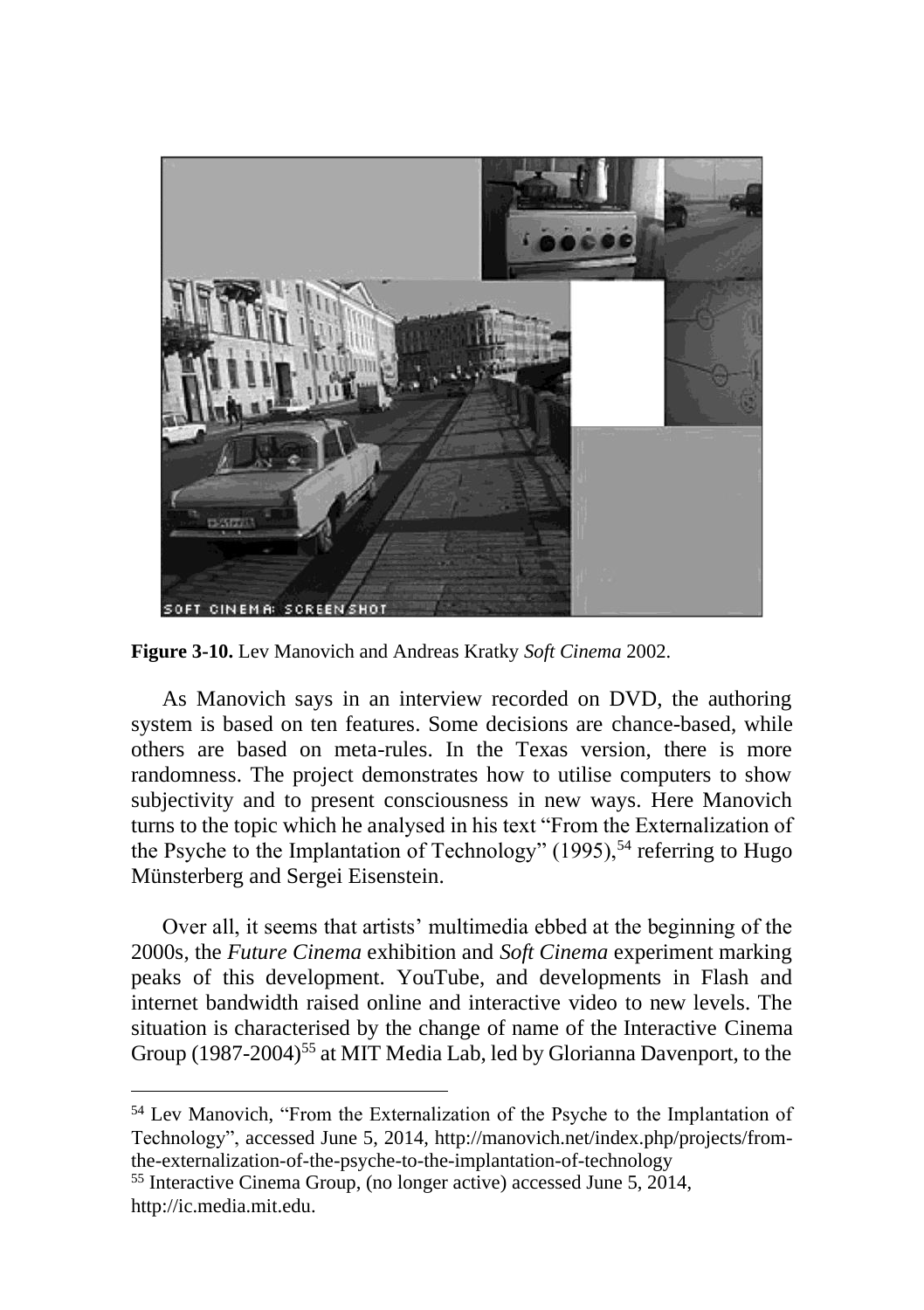**Figure 3-10.** Lev Manovich and Andreas Kratky *Soft Cinema* 2002.

As Manovich says in an interview recorded on DVD, the authoring system is based on ten features. Some decisions are chance-based, while others are based on meta-rules. In the Texas version, there is more randomness. The project demonstrates how to utilise computers to show subjectivity and to present consciousness in new ways. Here Manovich turns to the topic which he analysed in his text "From the Externalization of the Psyche to the Implantation of Technology" (1995),[54] referring to Hugo Münsterberg and Sergei Eisenstein.

Over all, it seems that artists' multimedia ebbed at the beginning of the 2000s, the *Future Cinema* exhibition and *Soft Cinema* experiment marking peaks of this development. YouTube, and developments in Flash and internet bandwidth raised online and interactive video to new levels. The situation is characterised by the change of name of the Interactive Cinema Group (1987-2004)[55] at MIT Media Lab, led by Glorianna Davenport, to the

---

[54] Lev Manovich, "From the Externalization of the Psyche to the Implantation of Technology", accessed June 5, 2014, http://manovich.net/index.php/projects/from-the-externalization-of-the-psyche-to-the-implantation-of-technology

[55] Interactive Cinema Group, (no longer active) accessed June 5, 2014, http://ic.media.mit.edu.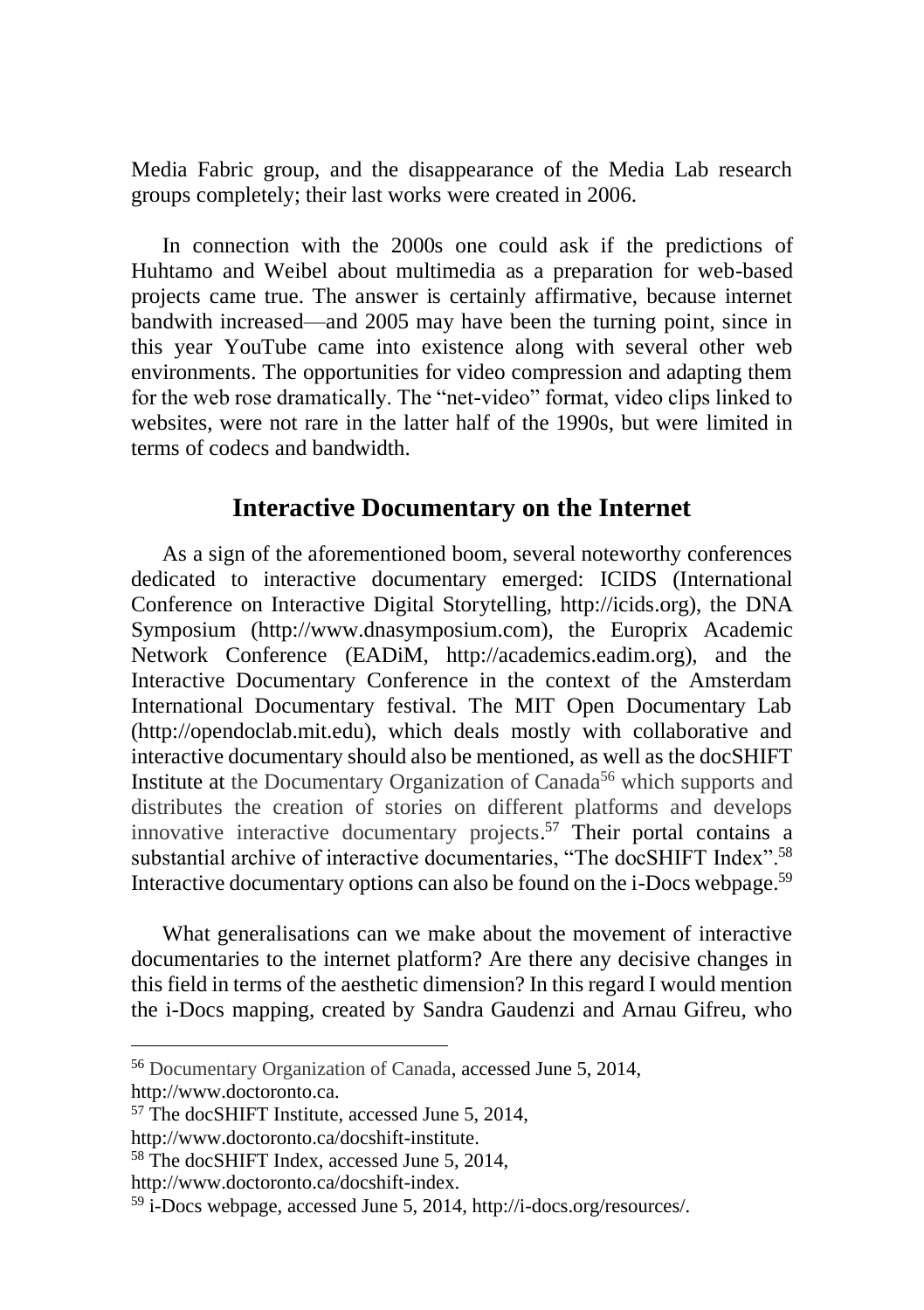Media Fabric group, and the disappearance of the Media Lab research groups completely; their last works were created in 2006.

In connection with the 2000s one could ask if the predictions of Huhtamo and Weibel about multimedia as a preparation for web-based projects came true. The answer is certainly affirmative, because internet bandwith increased—and 2005 may have been the turning point, since in this year YouTube came into existence along with several other web environments. The opportunities for video compression and adapting them for the web rose dramatically. The "net-video" format, video clips linked to websites, were not rare in the latter half of the 1990s, but were limited in terms of codecs and bandwidth.

## Interactive Documentary on the Internet

As a sign of the aforementioned boom, several noteworthy conferences dedicated to interactive documentary emerged: ICIDS (International Conference on Interactive Digital Storytelling, http://icids.org), the DNA Symposium (http://www.dnasymposium.com), the Europrix Academic Network Conference (EADiM, http://academics.eadim.org), and the Interactive Documentary Conference in the context of the Amsterdam International Documentary festival. The MIT Open Documentary Lab (http://opendoclab.mit.edu), which deals mostly with collaborative and interactive documentary should also be mentioned, as well as the docSHIFT Institute at the Documentary Organization of Canada[56] which supports and distributes the creation of stories on different platforms and develops innovative interactive documentary projects.[57] Their portal contains a substantial archive of interactive documentaries, "The docSHIFT Index".[58] Interactive documentary options can also be found on the i-Docs webpage.[59]

What generalisations can we make about the movement of interactive documentaries to the internet platform? Are there any decisive changes in this field in terms of the aesthetic dimension? In this regard I would mention the i-Docs mapping, created by Sandra Gaudenzi and Arnau Gifreu, who

[56] Documentary Organization of Canada, accessed June 5, 2014, http://www.doctoronto.ca.

[57] The docSHIFT Institute, accessed June 5, 2014, http://www.doctoronto.ca/docshift-institute.

[58] The docSHIFT Index, accessed June 5, 2014, http://www.doctoronto.ca/docshift-index.

[59] i-Docs webpage, accessed June 5, 2014, http://i-docs.org/resources/.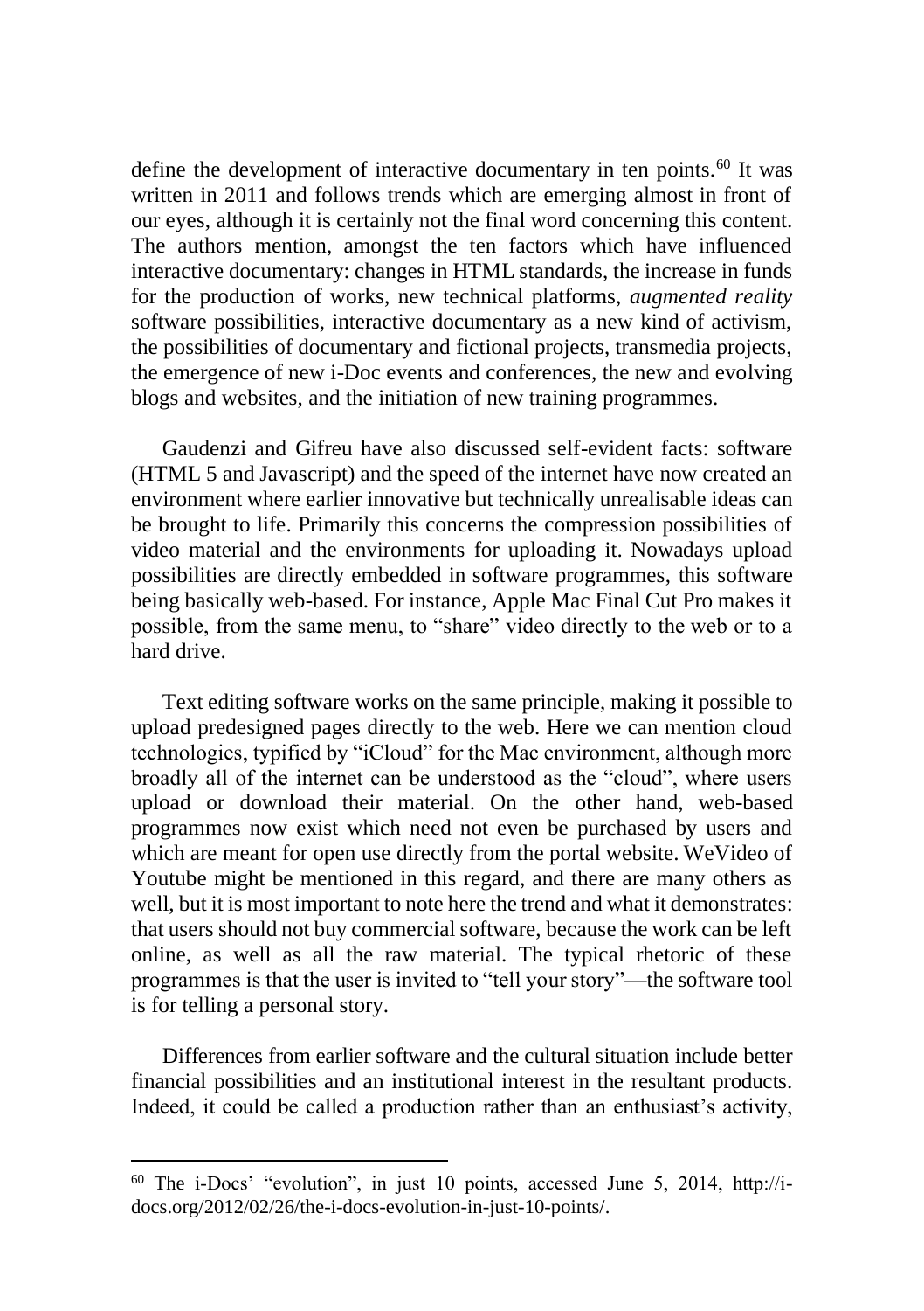define the development of interactive documentary in ten points.[60] It was written in 2011 and follows trends which are emerging almost in front of our eyes, although it is certainly not the final word concerning this content. The authors mention, amongst the ten factors which have influenced interactive documentary: changes in HTML standards, the increase in funds for the production of works, new technical platforms, *augmented reality* software possibilities, interactive documentary as a new kind of activism, the possibilities of documentary and fictional projects, transmedia projects, the emergence of new i-Doc events and conferences, the new and evolving blogs and websites, and the initiation of new training programmes.

Gaudenzi and Gifreu have also discussed self-evident facts: software (HTML 5 and Javascript) and the speed of the internet have now created an environment where earlier innovative but technically unrealisable ideas can be brought to life. Primarily this concerns the compression possibilities of video material and the environments for uploading it. Nowadays upload possibilities are directly embedded in software programmes, this software being basically web-based. For instance, Apple Mac Final Cut Pro makes it possible, from the same menu, to "share" video directly to the web or to a hard drive.

Text editing software works on the same principle, making it possible to upload predesigned pages directly to the web. Here we can mention cloud technologies, typified by "iCloud" for the Mac environment, although more broadly all of the internet can be understood as the "cloud", where users upload or download their material. On the other hand, web-based programmes now exist which need not even be purchased by users and which are meant for open use directly from the portal website. WeVideo of Youtube might be mentioned in this regard, and there are many others as well, but it is most important to note here the trend and what it demonstrates: that users should not buy commercial software, because the work can be left online, as well as all the raw material. The typical rhetoric of these programmes is that the user is invited to "tell your story"—the software tool is for telling a personal story.

Differences from earlier software and the cultural situation include better financial possibilities and an institutional interest in the resultant products. Indeed, it could be called a production rather than an enthusiast's activity,

[60] The i-Docs' "evolution", in just 10 points, accessed June 5, 2014, http://i-docs.org/2012/02/26/the-i-docs-evolution-in-just-10-points/.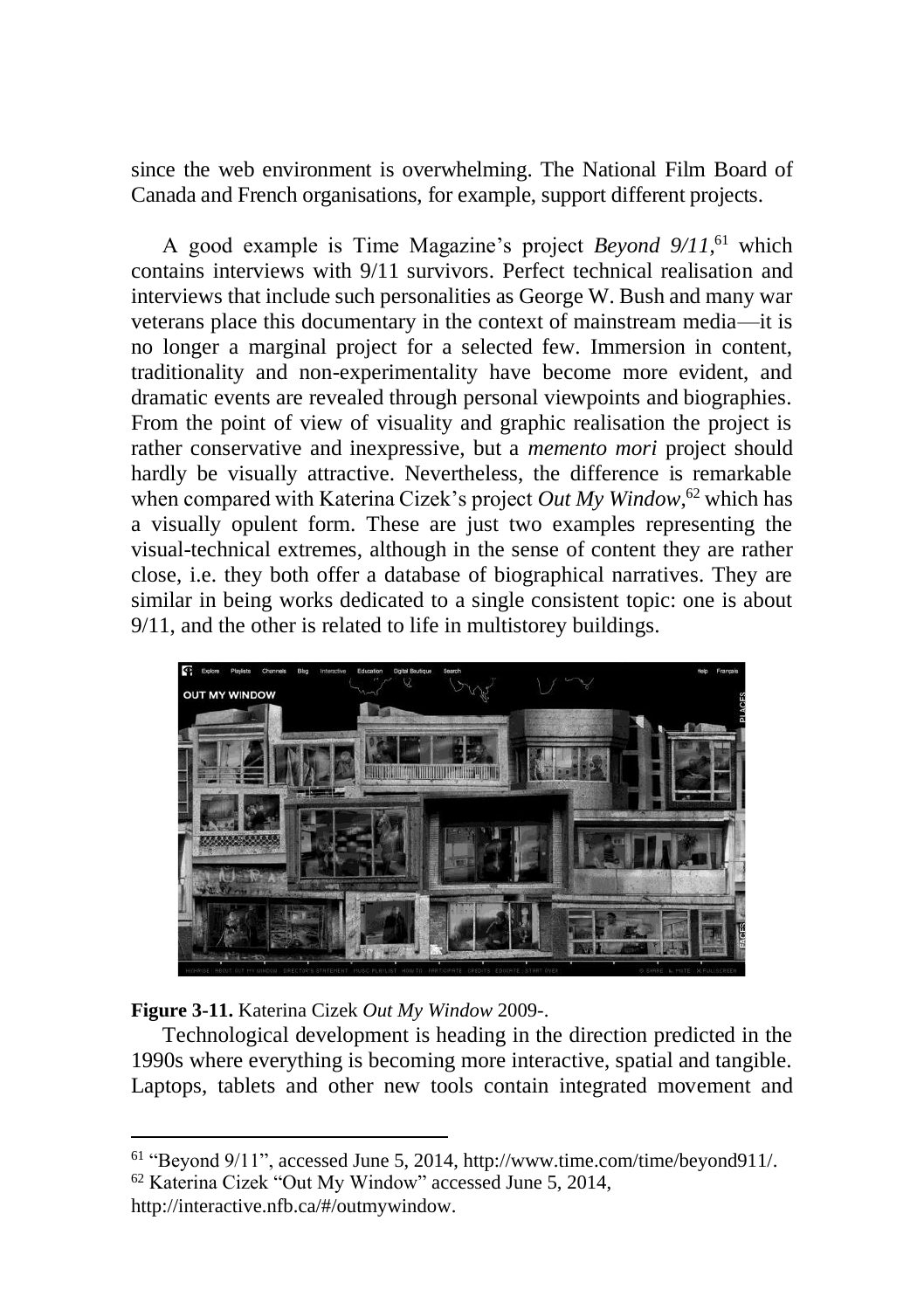since the web environment is overwhelming. The National Film Board of Canada and French organisations, for example, support different projects.

A good example is Time Magazine's project *Beyond 9/11*,[61] which contains interviews with 9/11 survivors. Perfect technical realisation and interviews that include such personalities as George W. Bush and many war veterans place this documentary in the context of mainstream media—it is no longer a marginal project for a selected few. Immersion in content, traditionality and non-experimentality have become more evident, and dramatic events are revealed through personal viewpoints and biographies. From the point of view of visuality and graphic realisation the project is rather conservative and inexpressive, but a *memento mori* project should hardly be visually attractive. Nevertheless, the difference is remarkable when compared with Katerina Cizek's project *Out My Window*,[62] which has a visually opulent form. These are just two examples representing the visual-technical extremes, although in the sense of content they are rather close, i.e. they both offer a database of biographical narratives. They are similar in being works dedicated to a single consistent topic: one is about 9/11, and the other is related to life in multistorey buildings.

**Figure 3-11.** Katerina Cizek *Out My Window* 2009-.

Technological development is heading in the direction predicted in the 1990s where everything is becoming more interactive, spatial and tangible. Laptops, tablets and other new tools contain integrated movement and

[61] "Beyond 9/11", accessed June 5, 2014, http://www.time.com/time/beyond911/.

[62] Katerina Cizek "Out My Window" accessed June 5, 2014, http://interactive.nfb.ca/#/outmywindow.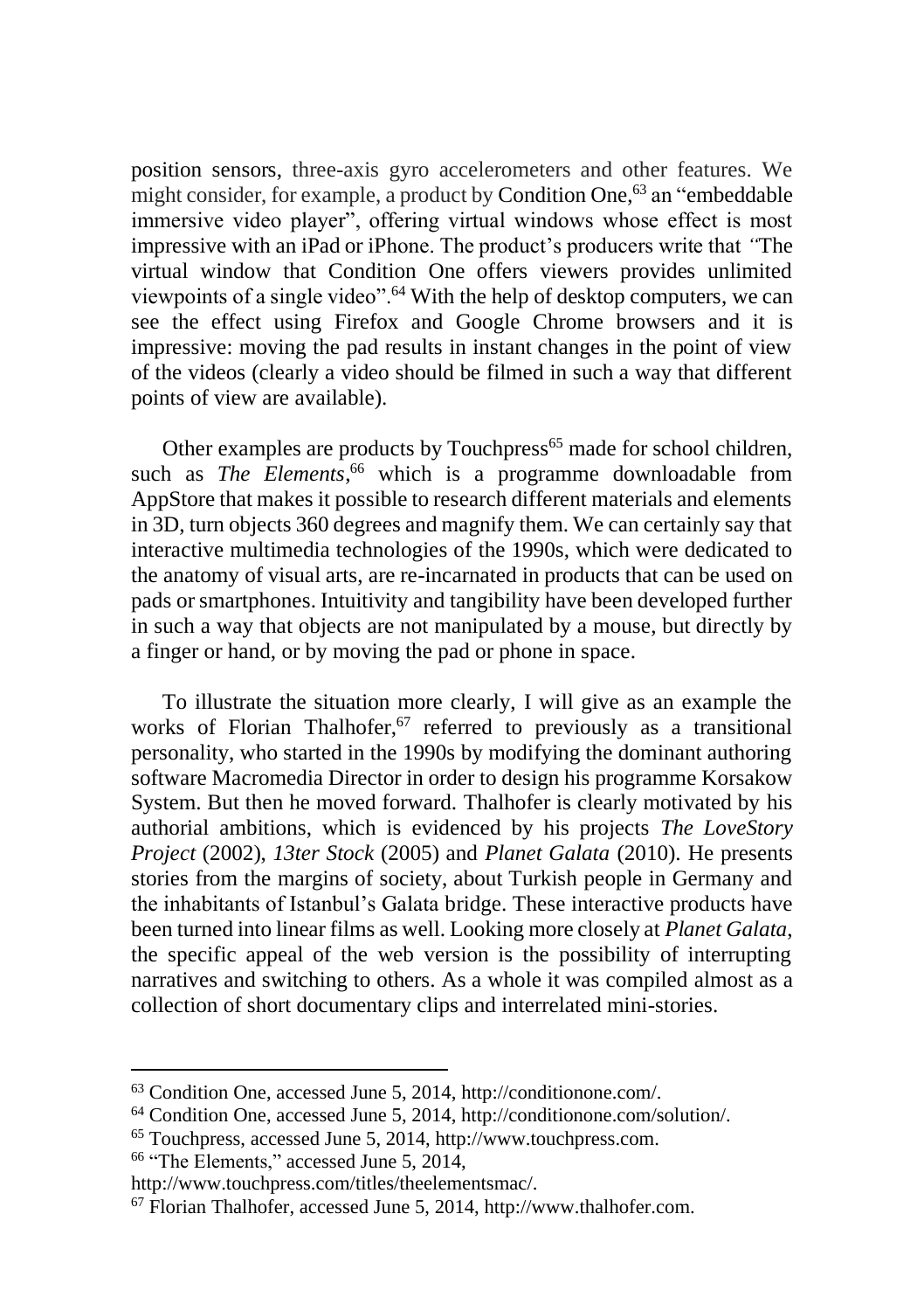position sensors, three-axis gyro accelerometers and other features. We might consider, for example, a product by Condition One,[63] an "embeddable immersive video player", offering virtual windows whose effect is most impressive with an iPad or iPhone. The product's producers write that "The virtual window that Condition One offers viewers provides unlimited viewpoints of a single video".[64] With the help of desktop computers, we can see the effect using Firefox and Google Chrome browsers and it is impressive: moving the pad results in instant changes in the point of view of the videos (clearly a video should be filmed in such a way that different points of view are available).

Other examples are products by Touchpress[65] made for school children, such as *The Elements*,[66] which is a programme downloadable from AppStore that makes it possible to research different materials and elements in 3D, turn objects 360 degrees and magnify them. We can certainly say that interactive multimedia technologies of the 1990s, which were dedicated to the anatomy of visual arts, are re-incarnated in products that can be used on pads or smartphones. Intuitivity and tangibility have been developed further in such a way that objects are not manipulated by a mouse, but directly by a finger or hand, or by moving the pad or phone in space.

To illustrate the situation more clearly, I will give as an example the works of Florian Thalhofer,[67] referred to previously as a transitional personality, who started in the 1990s by modifying the dominant authoring software Macromedia Director in order to design his programme Korsakow System. But then he moved forward. Thalhofer is clearly motivated by his authorial ambitions, which is evidenced by his projects *The LoveStory Project* (2002), *13ter Stock* (2005) and *Planet Galata* (2010). He presents stories from the margins of society, about Turkish people in Germany and the inhabitants of Istanbul's Galata bridge. These interactive products have been turned into linear films as well. Looking more closely at *Planet Galata*, the specific appeal of the web version is the possibility of interrupting narratives and switching to others. As a whole it was compiled almost as a collection of short documentary clips and interrelated mini-stories.

---

[63] Condition One, accessed June 5, 2014, http://conditionone.com/.

[64] Condition One, accessed June 5, 2014, http://conditionone.com/solution/.

[65] Touchpress, accessed June 5, 2014, http://www.touchpress.com.

[66] "The Elements," accessed June 5, 2014, http://www.touchpress.com/titles/theelementsmac/.

[67] Florian Thalhofer, accessed June 5, 2014, http://www.thalhofer.com.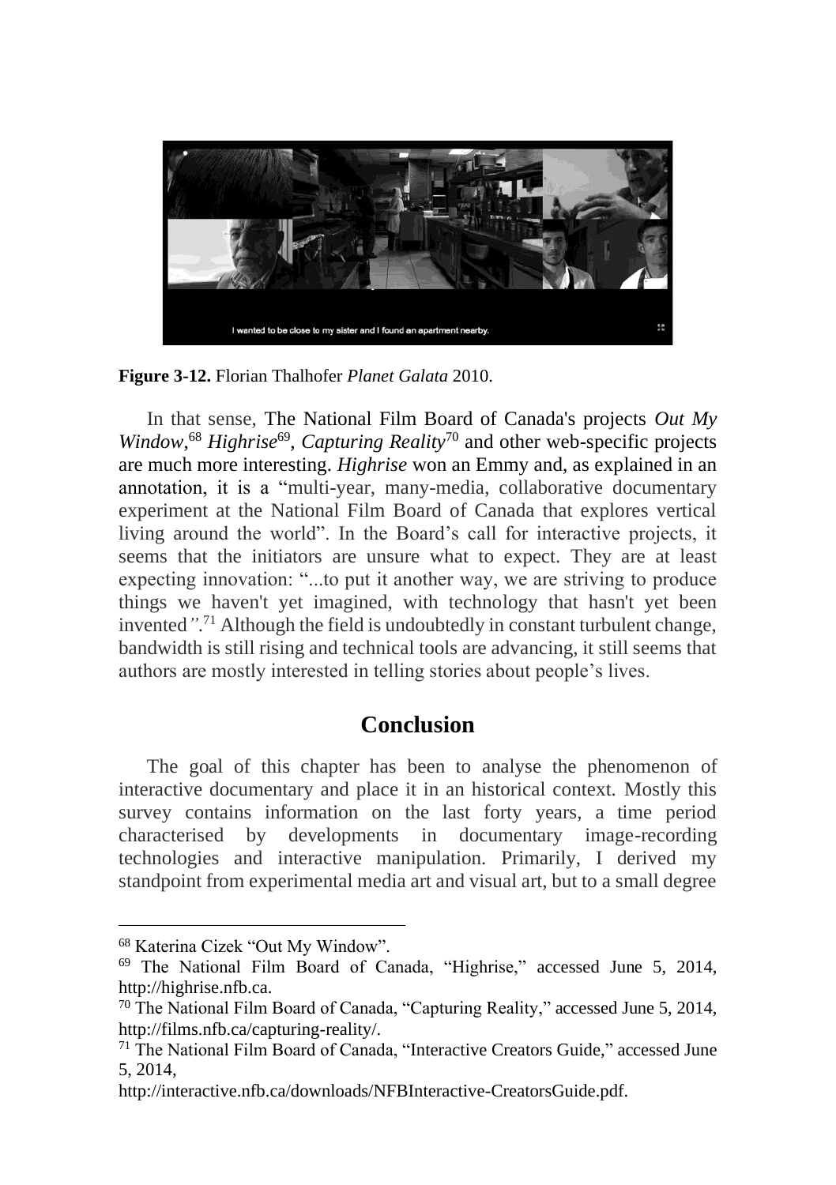**Figure 3-12.** Florian Thalhofer *Planet Galata* 2010.

In that sense, The National Film Board of Canada's projects *Out My Window*,[68] *Highrise*[69], *Capturing Reality*[70] and other web-specific projects are much more interesting. *Highrise* won an Emmy and, as explained in an annotation, it is a "multi-year, many-media, collaborative documentary experiment at the National Film Board of Canada that explores vertical living around the world". In the Board's call for interactive projects, it seems that the initiators are unsure what to expect. They are at least expecting innovation: "...to put it another way, we are striving to produce things we haven't yet imagined, with technology that hasn't yet been invented".[71] Although the field is undoubtedly in constant turbulent change, bandwidth is still rising and technical tools are advancing, it still seems that authors are mostly interested in telling stories about people's lives.

## Conclusion

The goal of this chapter has been to analyse the phenomenon of interactive documentary and place it in an historical context. Mostly this survey contains information on the last forty years, a time period characterised by developments in documentary image-recording technologies and interactive manipulation. Primarily, I derived my standpoint from experimental media art and visual art, but to a small degree

---

[68] Katerina Cizek "Out My Window".

[69] The National Film Board of Canada, "Highrise," accessed June 5, 2014, http://highrise.nfb.ca.

[70] The National Film Board of Canada, "Capturing Reality," accessed June 5, 2014, http://films.nfb.ca/capturing-reality/.

[71] The National Film Board of Canada, "Interactive Creators Guide," accessed June 5, 2014, http://interactive.nfb.ca/downloads/NFBInteractive-CreatorsGuide.pdf.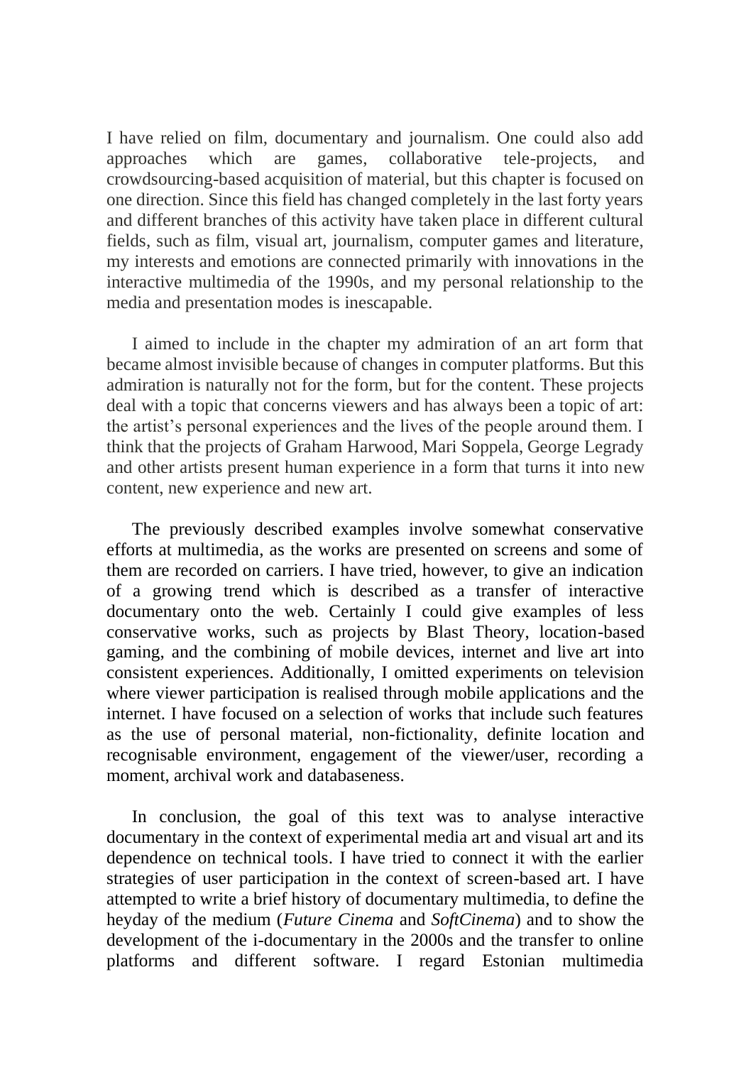I have relied on film, documentary and journalism. One could also add approaches which are games, collaborative tele-projects, and crowdsourcing-based acquisition of material, but this chapter is focused on one direction. Since this field has changed completely in the last forty years and different branches of this activity have taken place in different cultural fields, such as film, visual art, journalism, computer games and literature, my interests and emotions are connected primarily with innovations in the interactive multimedia of the 1990s, and my personal relationship to the media and presentation modes is inescapable.

I aimed to include in the chapter my admiration of an art form that became almost invisible because of changes in computer platforms. But this admiration is naturally not for the form, but for the content. These projects deal with a topic that concerns viewers and has always been a topic of art: the artist's personal experiences and the lives of the people around them. I think that the projects of Graham Harwood, Mari Soppela, George Legrady and other artists present human experience in a form that turns it into new content, new experience and new art.

The previously described examples involve somewhat conservative efforts at multimedia, as the works are presented on screens and some of them are recorded on carriers. I have tried, however, to give an indication of a growing trend which is described as a transfer of interactive documentary onto the web. Certainly I could give examples of less conservative works, such as projects by Blast Theory, location-based gaming, and the combining of mobile devices, internet and live art into consistent experiences. Additionally, I omitted experiments on television where viewer participation is realised through mobile applications and the internet. I have focused on a selection of works that include such features as the use of personal material, non-fictionality, definite location and recognisable environment, engagement of the viewer/user, recording a moment, archival work and databaseness.

In conclusion, the goal of this text was to analyse interactive documentary in the context of experimental media art and visual art and its dependence on technical tools. I have tried to connect it with the earlier strategies of user participation in the context of screen-based art. I have attempted to write a brief history of documentary multimedia, to define the heyday of the medium (*Future Cinema* and *SoftCinema*) and to show the development of the i-documentary in the 2000s and the transfer to online platforms and different software. I regard Estonian multimedia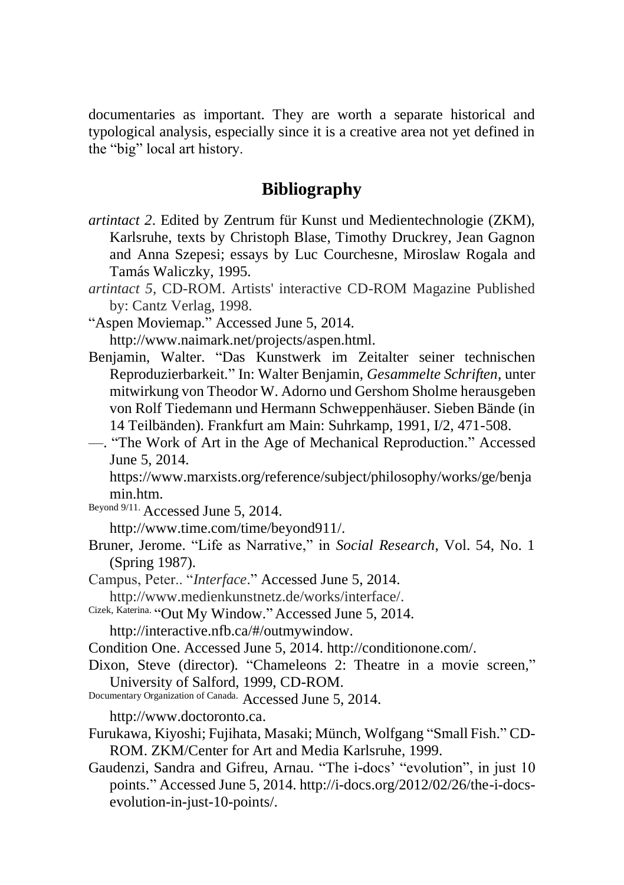documentaries as important. They are worth a separate historical and typological analysis, especially since it is a creative area not yet defined in the “big” local art history.

## Bibliography

*artintact 2*. Edited by Zentrum für Kunst und Medientechnologie (ZKM), Karlsruhe, texts by Christoph Blase, Timothy Druckrey, Jean Gagnon and Anna Szepesi; essays by Luc Courchesne, Miroslaw Rogala and Tamás Waliczky, 1995.

*artintact 5*, CD-ROM. Artists' interactive CD-ROM Magazine Published by: Cantz Verlag, 1998.

“Aspen Moviemap.” Accessed June 5, 2014. http://www.naimark.net/projects/aspen.html.

Benjamin, Walter. “Das Kunstwerk im Zeitalter seiner technischen Reproduzierbarkeit.” In: Walter Benjamin, *Gesammelte Schriften*, unter mitwirkung von Theodor W. Adorno und Gershom Sholme herausgeben von Rolf Tiedemann und Hermann Schweppenhäuser. Sieben Bände (in 14 Teilbänden). Frankfurt am Main: Suhrkamp, 1991, I/2, 471-508.

—. “The Work of Art in the Age of Mechanical Reproduction.” Accessed June 5, 2014. https://www.marxists.org/reference/subject/philosophy/works/ge/benjamin.htm.

Beyond 9/11. Accessed June 5, 2014. http://www.time.com/time/beyond911/.

Bruner, Jerome. “Life as Narrative,” in *Social Research*, Vol. 54, No. 1 (Spring 1987).

Campus, Peter.. “*Interface*.” Accessed June 5, 2014. http://www.medienkunstnetz.de/works/interface/.

Cizek, Katerina. “Out My Window.” Accessed June 5, 2014. http://interactive.nfb.ca/#/outmywindow.

Condition One. Accessed June 5, 2014. http://conditionone.com/.

Dixon, Steve (director). “Chameleons 2: Theatre in a movie screen,” University of Salford, 1999, CD-ROM.

Documentary Organization of Canada. Accessed June 5, 2014. http://www.doctoronto.ca.

Furukawa, Kiyoshi; Fujihata, Masaki; Münch, Wolfgang “Small Fish.” CD-ROM. ZKM/Center for Art and Media Karlsruhe, 1999.

Gaudenzi, Sandra and Gifreu, Arnau. “The i-docs’ “evolution”, in just 10 points.” Accessed June 5, 2014. http://i-docs.org/2012/02/26/the-i-docs-evolution-in-just-10-points/.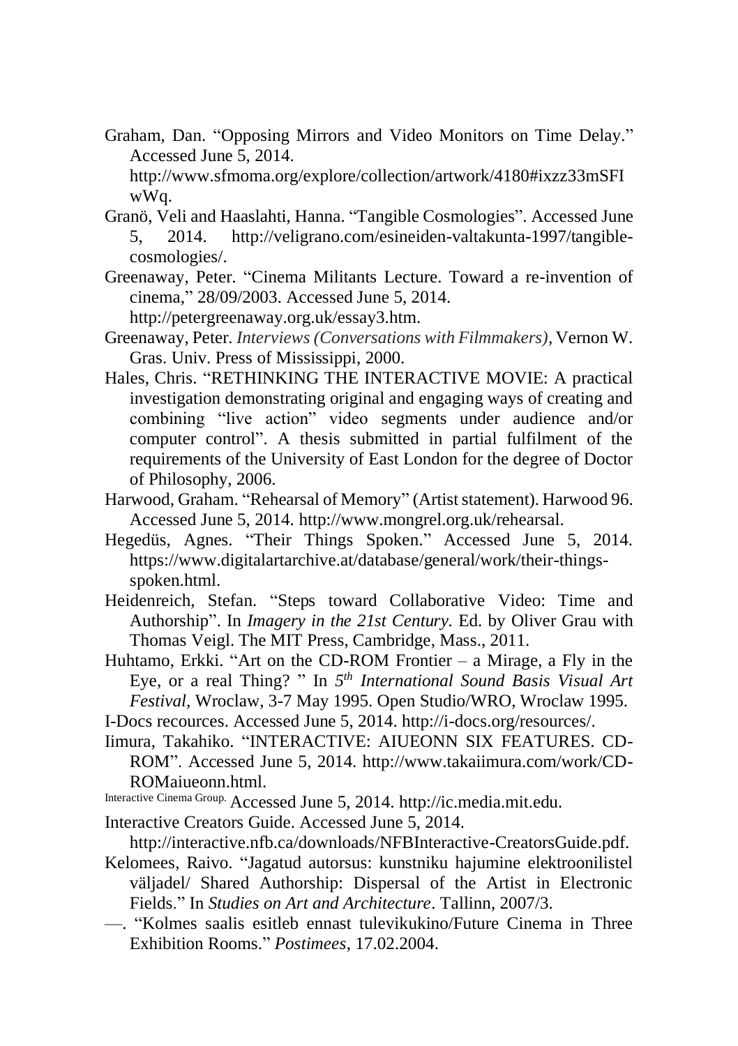Graham, Dan. "Opposing Mirrors and Video Monitors on Time Delay." Accessed June 5, 2014. http://www.sfmoma.org/explore/collection/artwork/4180#ixzz33mSFIwWq.

Granö, Veli and Haaslahti, Hanna. "Tangible Cosmologies". Accessed June 5, 2014. http://veligrano.com/esineiden-valtakunta-1997/tangible-cosmologies/.

Greenaway, Peter. "Cinema Militants Lecture. Toward a re-invention of cinema," 28/09/2003. Accessed June 5, 2014. http://petergreenaway.org.uk/essay3.htm.

Greenaway, Peter. *Interviews (Conversations with Filmmakers)*, Vernon W. Gras. Univ. Press of Mississippi, 2000.

Hales, Chris. "RETHINKING THE INTERACTIVE MOVIE: A practical investigation demonstrating original and engaging ways of creating and combining "live action" video segments under audience and/or computer control". A thesis submitted in partial fulfilment of the requirements of the University of East London for the degree of Doctor of Philosophy, 2006.

Harwood, Graham. "Rehearsal of Memory" (Artist statement). Harwood 96. Accessed June 5, 2014. http://www.mongrel.org.uk/rehearsal.

Hegedüs, Agnes. "Their Things Spoken." Accessed June 5, 2014. https://www.digitalartarchive.at/database/general/work/their-things-spoken.html.

Heidenreich, Stefan. "Steps toward Collaborative Video: Time and Authorship". In *Imagery in the 21st Century*. Ed. by Oliver Grau with Thomas Veigl. The MIT Press, Cambridge, Mass., 2011.

Huhtamo, Erkki. "Art on the CD-ROM Frontier – a Mirage, a Fly in the Eye, or a real Thing? " In *5th International Sound Basis Visual Art Festival*, Wroclaw, 3-7 May 1995. Open Studio/WRO, Wroclaw 1995.

I-Docs recources. Accessed June 5, 2014. http://i-docs.org/resources/.

Iimura, Takahiko. "INTERACTIVE: AIUEONN SIX FEATURES. CD-ROM". Accessed June 5, 2014. http://www.takaiimura.com/work/CD-ROMaiueonn.html.

Interactive Cinema Group. Accessed June 5, 2014. http://ic.media.mit.edu.

Interactive Creators Guide. Accessed June 5, 2014. http://interactive.nfb.ca/downloads/NFBInteractive-CreatorsGuide.pdf.

Kelomees, Raivo. "Jagatud autorsus: kunstniku hajumine elektroonilistel väljadel/ Shared Authorship: Dispersal of the Artist in Electronic Fields." In *Studies on Art and Architecture*. Tallinn, 2007/3.

—. "Kolmes saalis esitleb ennast tulevikukino/Future Cinema in Three Exhibition Rooms." *Postimees*, 17.02.2004.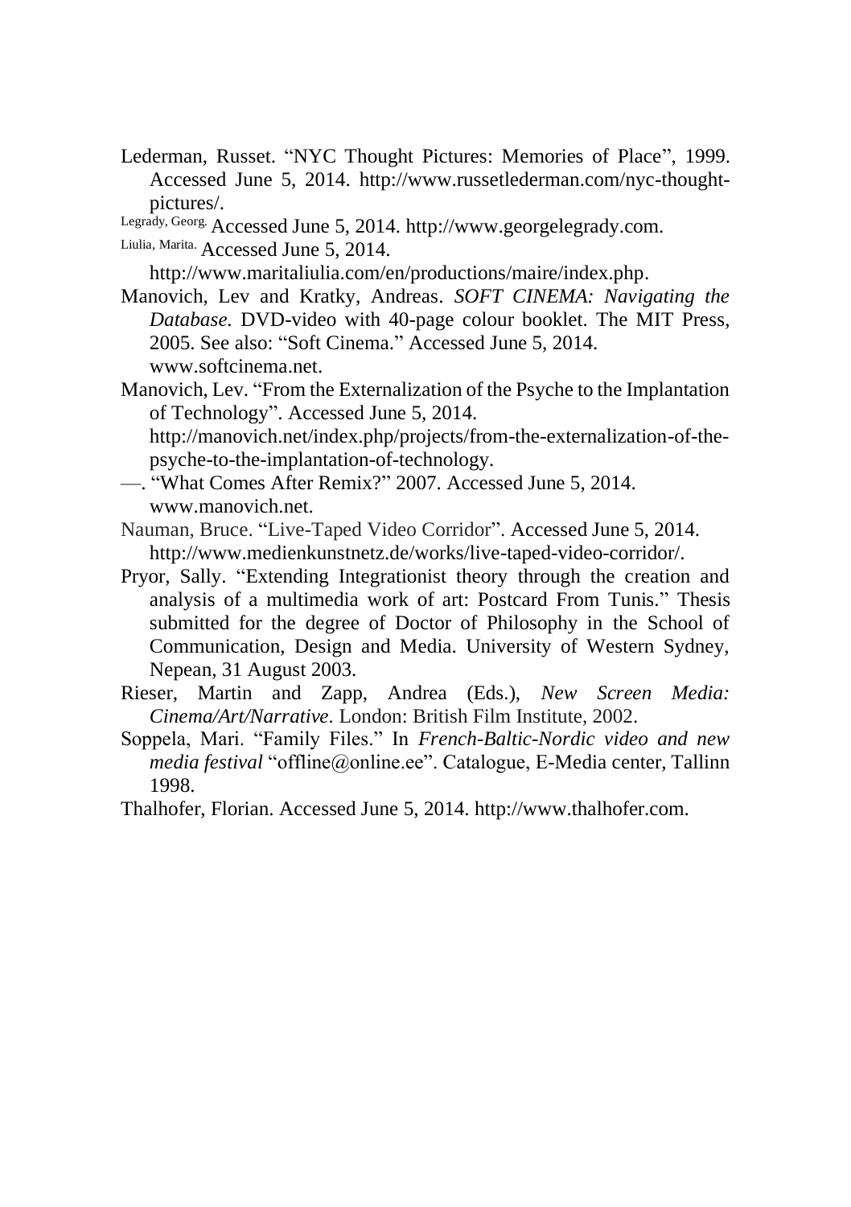Lederman, Russet. "NYC Thought Pictures: Memories of Place", 1999. Accessed June 5, 2014. http://www.russetlederman.com/nyc-thought-pictures/.

Legrady, Georg. Accessed June 5, 2014. http://www.georgelegrady.com.

Liulia, Marita. Accessed June 5, 2014. http://www.maritaliulia.com/en/productions/maire/index.php.

Manovich, Lev and Kratky, Andreas. *SOFT CINEMA: Navigating the Database.* DVD-video with 40-page colour booklet. The MIT Press, 2005. See also: "Soft Cinema." Accessed June 5, 2014. www.softcinema.net.

Manovich, Lev. "From the Externalization of the Psyche to the Implantation of Technology". Accessed June 5, 2014. http://manovich.net/index.php/projects/from-the-externalization-of-the-psyche-to-the-implantation-of-technology.

—. "What Comes After Remix?" 2007. Accessed June 5, 2014. www.manovich.net.

Nauman, Bruce. "Live-Taped Video Corridor". Accessed June 5, 2014. http://www.medienkunstnetz.de/works/live-taped-video-corridor/.

Pryor, Sally. "Extending Integrationist theory through the creation and analysis of a multimedia work of art: Postcard From Tunis." Thesis submitted for the degree of Doctor of Philosophy in the School of Communication, Design and Media. University of Western Sydney, Nepean, 31 August 2003.

Rieser, Martin and Zapp, Andrea (Eds.), *New Screen Media: Cinema/Art/Narrative*. London: British Film Institute, 2002.

Soppela, Mari. "Family Files." In *French-Baltic-Nordic video and new media festival* "offline@online.ee". Catalogue, E-Media center, Tallinn 1998.

Thalhofer, Florian. Accessed June 5, 2014. http://www.thalhofer.com.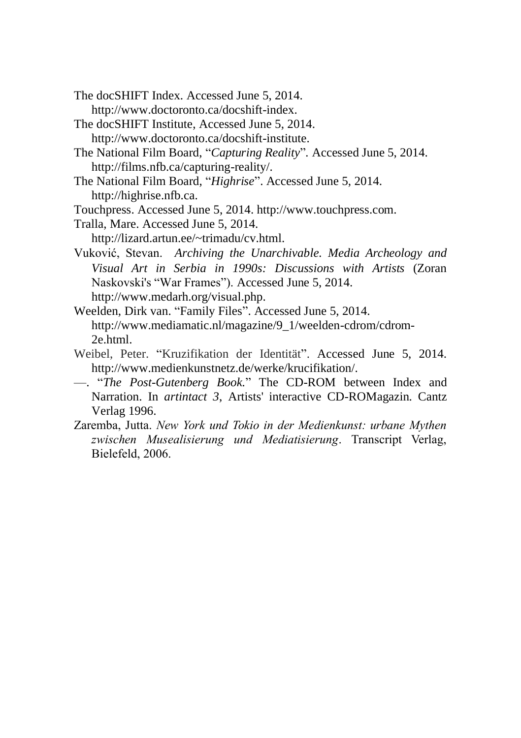The docSHIFT Index. Accessed June 5, 2014. http://www.doctoronto.ca/docshift-index.

The docSHIFT Institute, Accessed June 5, 2014. http://www.doctoronto.ca/docshift-institute.

The National Film Board, "*Capturing Reality*". Accessed June 5, 2014. http://films.nfb.ca/capturing-reality/.

The National Film Board, "*Highrise*". Accessed June 5, 2014. http://highrise.nfb.ca.

Touchpress. Accessed June 5, 2014. http://www.touchpress.com.

Tralla, Mare. Accessed June 5, 2014. http://lizard.artun.ee/~trimadu/cv.html.

Vuković, Stevan. *Archiving the Unarchivable. Media Archeology and Visual Art in Serbia in 1990s: Discussions with Artists* (Zoran Naskovski's "War Frames"). Accessed June 5, 2014. http://www.medarh.org/visual.php.

Weelden, Dirk van. "Family Files". Accessed June 5, 2014. http://www.mediamatic.nl/magazine/9_1/weelden-cdrom/cdrom-2e.html.

Weibel, Peter. "Kruzifikation der Identität". Accessed June 5, 2014. http://www.medienkunstnetz.de/werke/krucifikation/.

—. "*The Post-Gutenberg Book.*" The CD-ROM between Index and Narration. In *artintact 3*, Artists' interactive CD-ROMagazin. Cantz Verlag 1996.

Zaremba, Jutta. *New York und Tokio in der Medienkunst: urbane Mythen zwischen Musealisierung und Mediatisierung*. Transcript Verlag, Bielefeld, 2006.